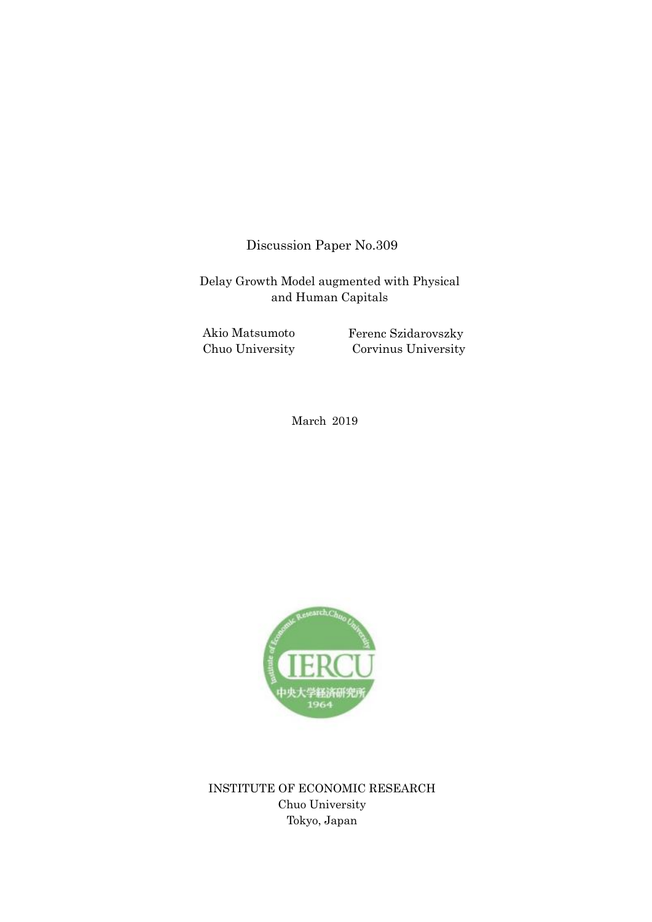Discussion Paper No.309

# Delay Growth Model augmented with Physical and Human Capitals

Akio Matsumoto
Chuo University

Ferenc Szidarovszky
Corvinus University

March 2019

INSTITUTE OF ECONOMIC RESEARCH
Chuo University
Tokyo, Japan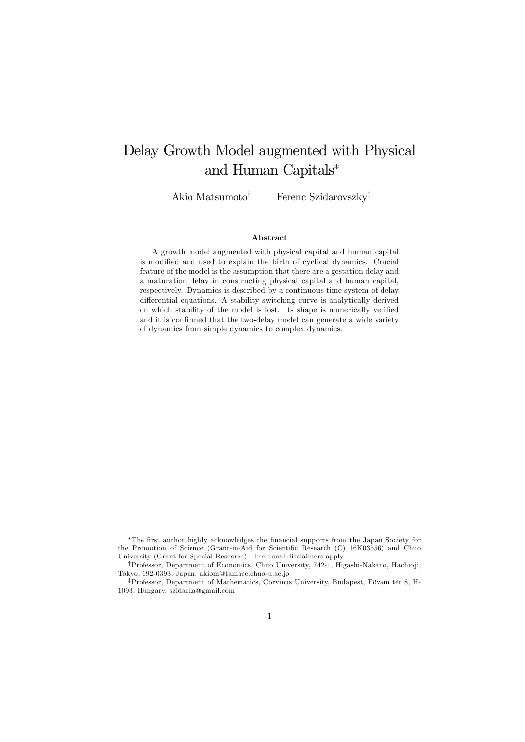# Delay Growth Model augmented with Physical and Human Capitals*

Akio Matsumoto† Ferenc Szidarovszky‡

### Abstract

A growth model augmented with physical capital and human capital is modified and used to explain the birth of cyclical dynamics. Crucial feature of the model is the assumption that there are a gestation delay and a maturation delay in constructing physical capital and human capital, respectively. Dynamics is described by a continuous time system of delay differential equations. A stability switching curve is analytically derived on which stability of the model is lost. Its shape is numerically verified and it is confirmed that the two-delay model can generate a wide variety of dynamics from simple dynamics to complex dynamics.

---

*The first author highly acknowledges the financial supports from the Japan Society for the Promotion of Science (Grant-in-Aid for Scientific Research (C) 16K03556) and Chuo University (Grant for Special Research). The usual disclaimers apply.

†Professor, Department of Economics, Chuo University, 742-1, Higashi-Nakano, Hachioji, Tokyo, 192-0393, Japan; akiom@tamacc.chuo-u.ac.jp

‡Professor, Department of Mathematics, Corvinus University, Budapest, Fövám tèr 8, H-1093, Hungary, szidarka@gmail.com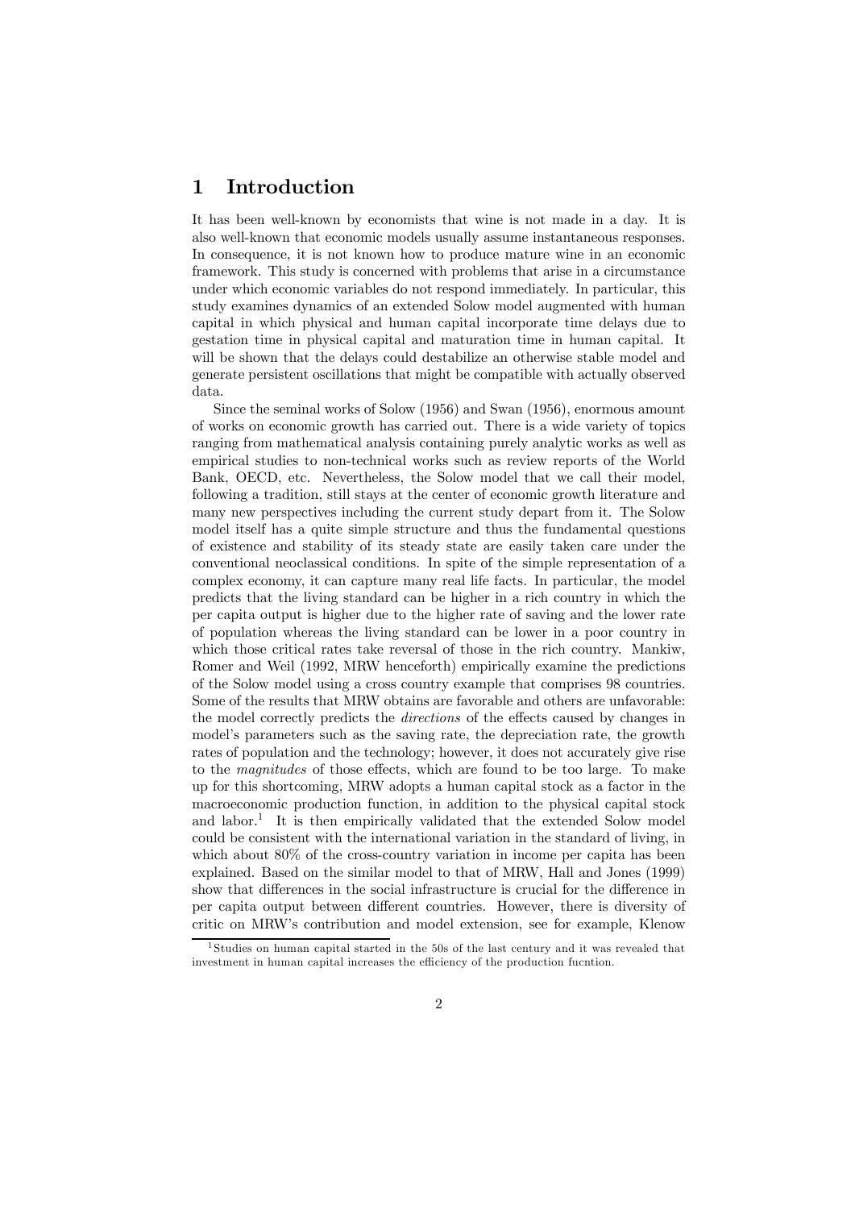# 1 Introduction

It has been well-known by economists that wine is not made in a day. It is also well-known that economic models usually assume instantaneous responses. In consequence, it is not known how to produce mature wine in an economic framework. This study is concerned with problems that arise in a circumstance under which economic variables do not respond immediately. In particular, this study examines dynamics of an extended Solow model augmented with human capital in which physical and human capital incorporate time delays due to gestation time in physical capital and maturation time in human capital. It will be shown that the delays could destabilize an otherwise stable model and generate persistent oscillations that might be compatible with actually observed data.

Since the seminal works of Solow (1956) and Swan (1956), enormous amount of works on economic growth has carried out. There is a wide variety of topics ranging from mathematical analysis containing purely analytic works as well as empirical studies to non-technical works such as review reports of the World Bank, OECD, etc. Nevertheless, the Solow model that we call their model, following a tradition, still stays at the center of economic growth literature and many new perspectives including the current study depart from it. The Solow model itself has a quite simple structure and thus the fundamental questions of existence and stability of its steady state are easily taken care under the conventional neoclassical conditions. In spite of the simple representation of a complex economy, it can capture many real life facts. In particular, the model predicts that the living standard can be higher in a rich country in which the per capita output is higher due to the higher rate of saving and the lower rate of population whereas the living standard can be lower in a poor country in which those critical rates take reversal of those in the rich country. Mankiw, Romer and Weil (1992, MRW henceforth) empirically examine the predictions of the Solow model using a cross country example that comprises 98 countries. Some of the results that MRW obtains are favorable and others are unfavorable: the model correctly predicts the *directions* of the effects caused by changes in model's parameters such as the saving rate, the depreciation rate, the growth rates of population and the technology; however, it does not accurately give rise to the *magnitudes* of those effects, which are found to be too large. To make up for this shortcoming, MRW adopts a human capital stock as a factor in the macroeconomic production function, in addition to the physical capital stock and labor.[1] It is then empirically validated that the extended Solow model could be consistent with the international variation in the standard of living, in which about 80% of the cross-country variation in income per capita has been explained. Based on the similar model to that of MRW, Hall and Jones (1999) show that differences in the social infrastructure is crucial for the difference in per capita output between different countries. However, there is diversity of critic on MRW's contribution and model extension, see for example, Klenow

[1] Studies on human capital started in the 50s of the last century and it was revealed that investment in human capital increases the efficiency of the production fucntion.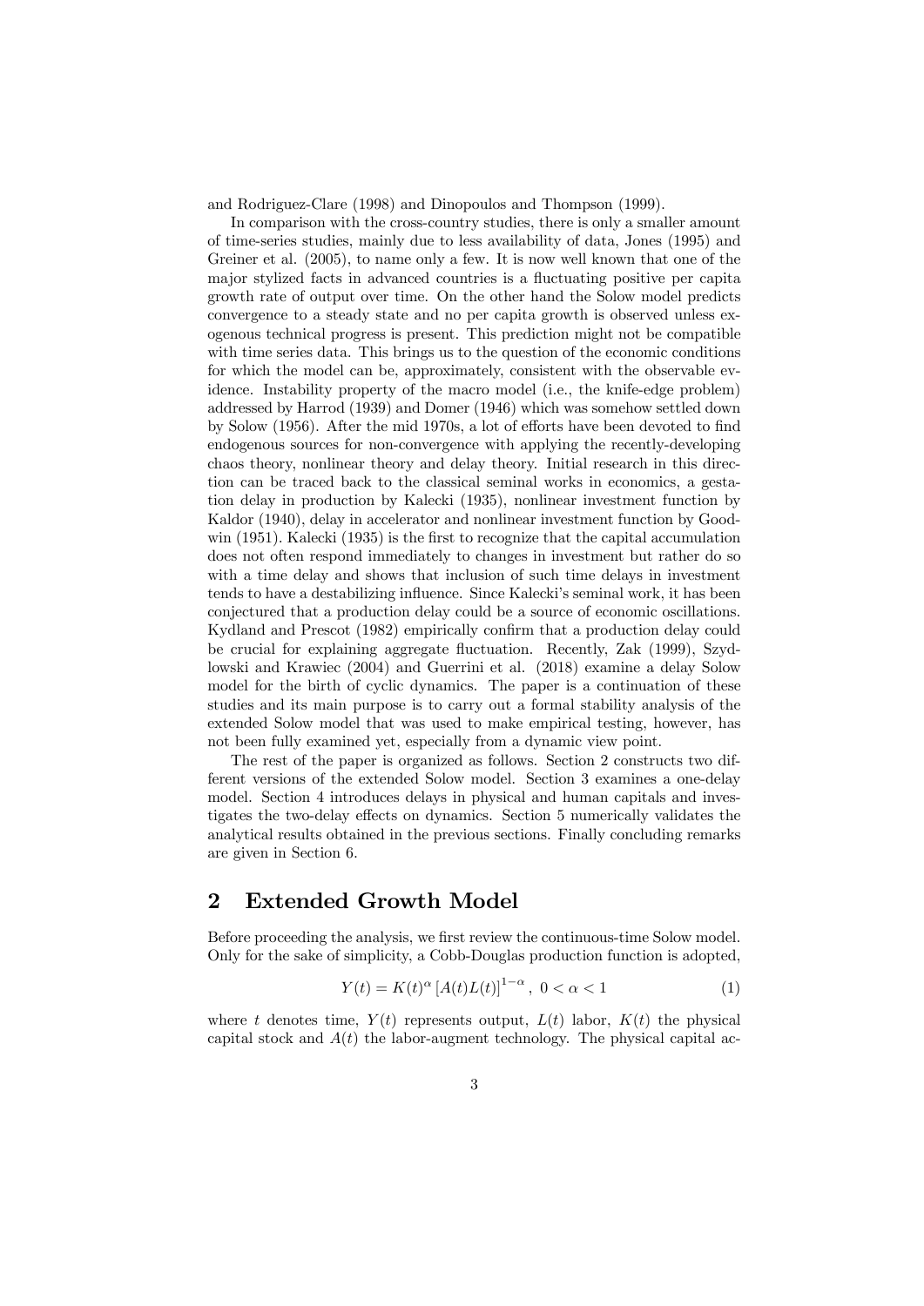and Rodriguez-Clare (1998) and Dinopoulos and Thompson (1999).

In comparison with the cross-country studies, there is only a smaller amount of time-series studies, mainly due to less availability of data, Jones (1995) and Greiner et al. (2005), to name only a few. It is now well known that one of the major stylized facts in advanced countries is a fluctuating positive per capita growth rate of output over time. On the other hand the Solow model predicts convergence to a steady state and no per capita growth is observed unless exogenous technical progress is present. This prediction might not be compatible with time series data. This brings us to the question of the economic conditions for which the model can be, approximately, consistent with the observable evidence. Instability property of the macro model (i.e., the knife-edge problem) addressed by Harrod (1939) and Domer (1946) which was somehow settled down by Solow (1956). After the mid 1970s, a lot of efforts have been devoted to find endogenous sources for non-convergence with applying the recently-developing chaos theory, nonlinear theory and delay theory. Initial research in this direction can be traced back to the classical seminal works in economics, a gestation delay in production by Kalecki (1935), nonlinear investment function by Kaldor (1940), delay in accelerator and nonlinear investment function by Goodwin (1951). Kalecki (1935) is the first to recognize that the capital accumulation does not often respond immediately to changes in investment but rather do so with a time delay and shows that inclusion of such time delays in investment tends to have a destabilizing influence. Since Kalecki's seminal work, it has been conjectured that a production delay could be a source of economic oscillations. Kydland and Prescot (1982) empirically confirm that a production delay could be crucial for explaining aggregate fluctuation. Recently, Zak (1999), Szydlowski and Krawiec (2004) and Guerrini et al. (2018) examine a delay Solow model for the birth of cyclic dynamics. The paper is a continuation of these studies and its main purpose is to carry out a formal stability analysis of the extended Solow model that was used to make empirical testing, however, has not been fully examined yet, especially from a dynamic view point.

The rest of the paper is organized as follows. Section 2 constructs two different versions of the extended Solow model. Section 3 examines a one-delay model. Section 4 introduces delays in physical and human capitals and investigates the two-delay effects on dynamics. Section 5 numerically validates the analytical results obtained in the previous sections. Finally concluding remarks are given in Section 6.

## 2 Extended Growth Model

Before proceeding the analysis, we first review the continuous-time Solow model. Only for the sake of simplicity, a Cobb-Douglas production function is adopted,

$$Y(t) = K(t)^{\alpha} \left[A(t)L(t)\right]^{1-\alpha}, \; 0 < \alpha < 1 \tag{1}$$

where $t$ denotes time, $Y(t)$ represents output, $L(t)$ labor, $K(t)$ the physical capital stock and $A(t)$ the labor-augment technology. The physical capital ac-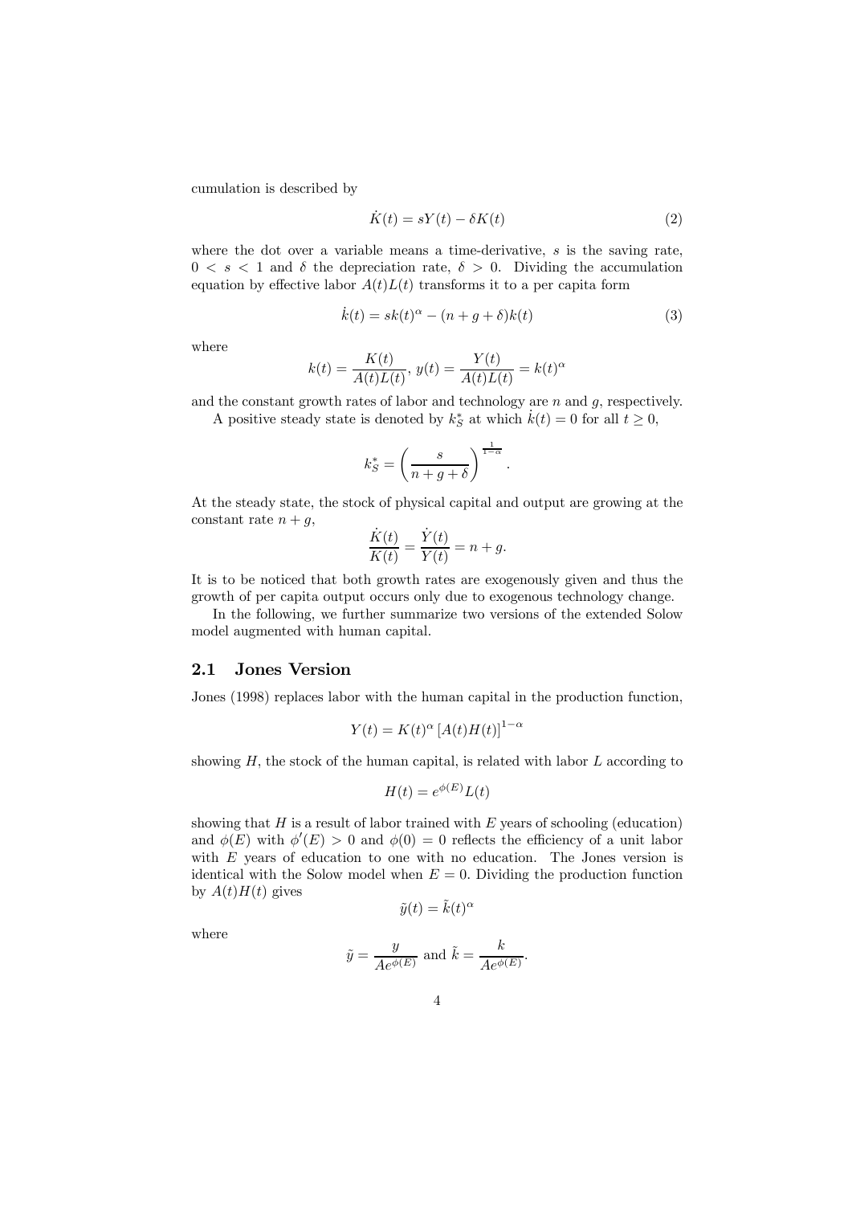cumulation is described by

$$\dot{K}(t) = sY(t) - \delta K(t) \tag{2}$$

where the dot over a variable means a time-derivative, $s$ is the saving rate, $0 < s < 1$ and $\delta$ the depreciation rate, $\delta > 0$. Dividing the accumulation equation by effective labor $A(t)L(t)$ transforms it to a per capita form

$$\dot{k}(t) = sk(t)^{\alpha} - (n + g + \delta)k(t) \tag{3}$$

where

$$k(t) = \frac{K(t)}{A(t)L(t)},\ y(t) = \frac{Y(t)}{A(t)L(t)} = k(t)^{\alpha}$$

and the constant growth rates of labor and technology are $n$ and $g$, respectively.

A positive steady state is denoted by $k_S^*$ at which $\dot{k}(t) = 0$ for all $t \geq 0$,

$$k_S^* = \left(\frac{s}{n + g + \delta}\right)^{\frac{1}{1-\alpha}}.$$

At the steady state, the stock of physical capital and output are growing at the constant rate $n + g$,

$$\frac{\dot{K}(t)}{K(t)} = \frac{\dot{Y}(t)}{Y(t)} = n + g.$$

It is to be noticed that both growth rates are exogenously given and thus the growth of per capita output occurs only due to exogenous technology change.

In the following, we further summarize two versions of the extended Solow model augmented with human capital.

## 2.1 Jones Version

Jones (1998) replaces labor with the human capital in the production function,

$$Y(t) = K(t)^{\alpha}\left[A(t)H(t)\right]^{1-\alpha}$$

showing $H$, the stock of the human capital, is related with labor $L$ according to

$$H(t) = e^{\phi(E)}L(t)$$

showing that $H$ is a result of labor trained with $E$ years of schooling (education) and $\phi(E)$ with $\phi'(E) > 0$ and $\phi(0) = 0$ reflects the efficiency of a unit labor with $E$ years of education to one with no education. The Jones version is identical with the Solow model when $E = 0$. Dividing the production function by $A(t)H(t)$ gives

$$\tilde{y}(t) = \tilde{k}(t)^{\alpha}$$

where

$$\tilde{y} = \frac{y}{Ae^{\phi(E)}} \text{ and } \tilde{k} = \frac{k}{Ae^{\phi(E)}}.$$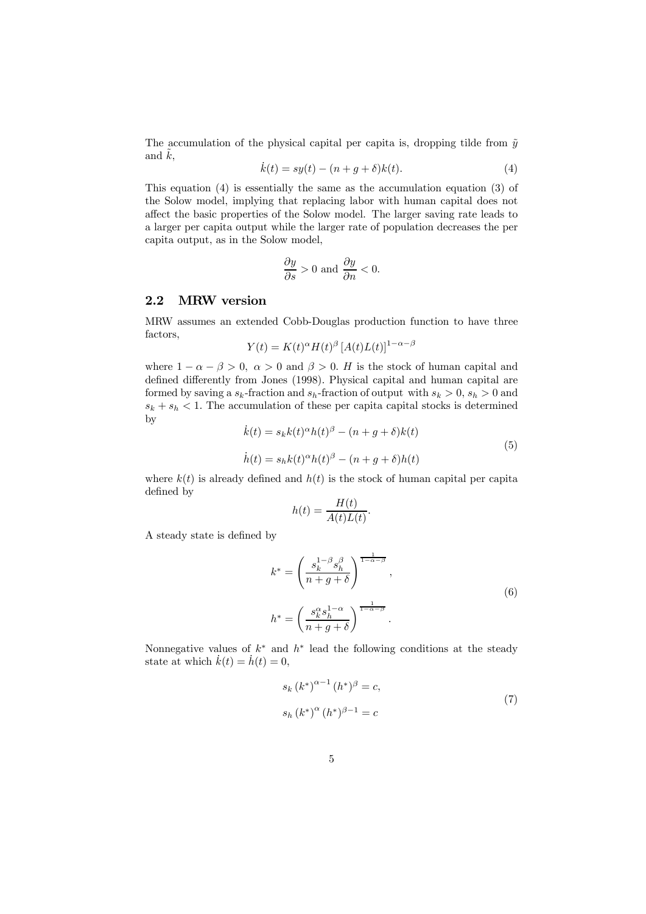The accumulation of the physical capital per capita is, dropping tilde from $\tilde{y}$ and $\tilde{k}$,

$$\dot{k}(t) = sy(t) - (n + g + \delta)k(t). \tag{4}$$

This equation (4) is essentially the same as the accumulation equation (3) of the Solow model, implying that replacing labor with human capital does not affect the basic properties of the Solow model. The larger saving rate leads to a larger per capita output while the larger rate of population decreases the per capita output, as in the Solow model,

$$\frac{\partial y}{\partial s} > 0 \text{ and } \frac{\partial y}{\partial n} < 0.$$

## 2.2 MRW version

MRW assumes an extended Cobb-Douglas production function to have three factors,

$$Y(t) = K(t)^{\alpha} H(t)^{\beta} \left[A(t)L(t)\right]^{1-\alpha-\beta}$$

where $1 - \alpha - \beta > 0$, $\alpha > 0$ and $\beta > 0$. $H$ is the stock of human capital and defined differently from Jones (1998). Physical capital and human capital are formed by saving a $s_k$-fraction and $s_h$-fraction of output with $s_k > 0$, $s_h > 0$ and $s_k + s_h < 1$. The accumulation of these per capita capital stocks is determined by

$$\begin{aligned}
\dot{k}(t) &= s_k k(t)^{\alpha} h(t)^{\beta} - (n + g + \delta)k(t) \\
\dot{h}(t) &= s_h k(t)^{\alpha} h(t)^{\beta} - (n + g + \delta)h(t)
\end{aligned} \tag{5}$$

where $k(t)$ is already defined and $h(t)$ is the stock of human capital per capita defined by

$$h(t) = \frac{H(t)}{A(t)L(t)}.$$

A steady state is defined by

$$\begin{aligned}
k^* &= \left(\frac{s_k^{1-\beta} s_h^{\beta}}{n + g + \delta}\right)^{\frac{1}{1-\alpha-\beta}}, \\
h^* &= \left(\frac{s_k^{\alpha} s_h^{1-\alpha}}{n + g + \delta}\right)^{\frac{1}{1-\alpha-\beta}}.
\end{aligned} \tag{6}$$

Nonnegative values of $k^*$ and $h^*$ lead the following conditions at the steady state at which $\dot{k}(t) = \dot{h}(t) = 0$,

$$\begin{aligned}
s_k \left(k^*\right)^{\alpha-1} \left(h^*\right)^{\beta} &= c, \\
s_h \left(k^*\right)^{\alpha} \left(h^*\right)^{\beta-1} &= c
\end{aligned} \tag{7}$$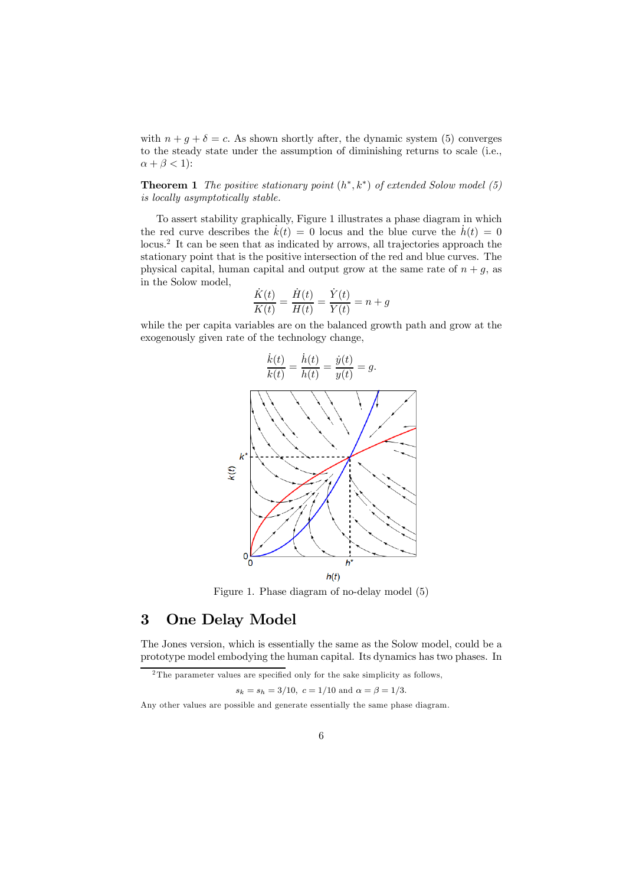with $n + g + \delta = c$. As shown shortly after, the dynamic system (5) converges to the steady state under the assumption of diminishing returns to scale (i.e., $\alpha + \beta < 1$):

**Theorem 1** *The positive stationary point $(h^*, k^*)$ of extended Solow model (5) is locally asymptotically stable.*

To assert stability graphically, Figure 1 illustrates a phase diagram in which the red curve describes the $\dot{k}(t) = 0$ locus and the blue curve the $\dot{h}(t) = 0$ locus.[2] It can be seen that as indicated by arrows, all trajectories approach the stationary point that is the positive intersection of the red and blue curves. The physical capital, human capital and output grow at the same rate of $n + g$, as in the Solow model,

$$\frac{\dot{K}(t)}{K(t)} = \frac{\dot{H}(t)}{H(t)} = \frac{\dot{Y}(t)}{Y(t)} = n + g$$

while the per capita variables are on the balanced growth path and grow at the exogenously given rate of the technology change,

$$\frac{\dot{k}(t)}{k(t)} = \frac{\dot{h}(t)}{h(t)} = \frac{\dot{y}(t)}{y(t)} = g.$$

Figure 1. Phase diagram of no-delay model (5)

## 3 One Delay Model

The Jones version, which is essentially the same as the Solow model, could be a prototype model embodying the human capital. Its dynamics has two phases. In

[2] The parameter values are specified only for the sake simplicity as follows,

$$s_k = s_h = 3/10, \; c = 1/10 \text{ and } \alpha = \beta = 1/3.$$

Any other values are possible and generate essentially the same phase diagram.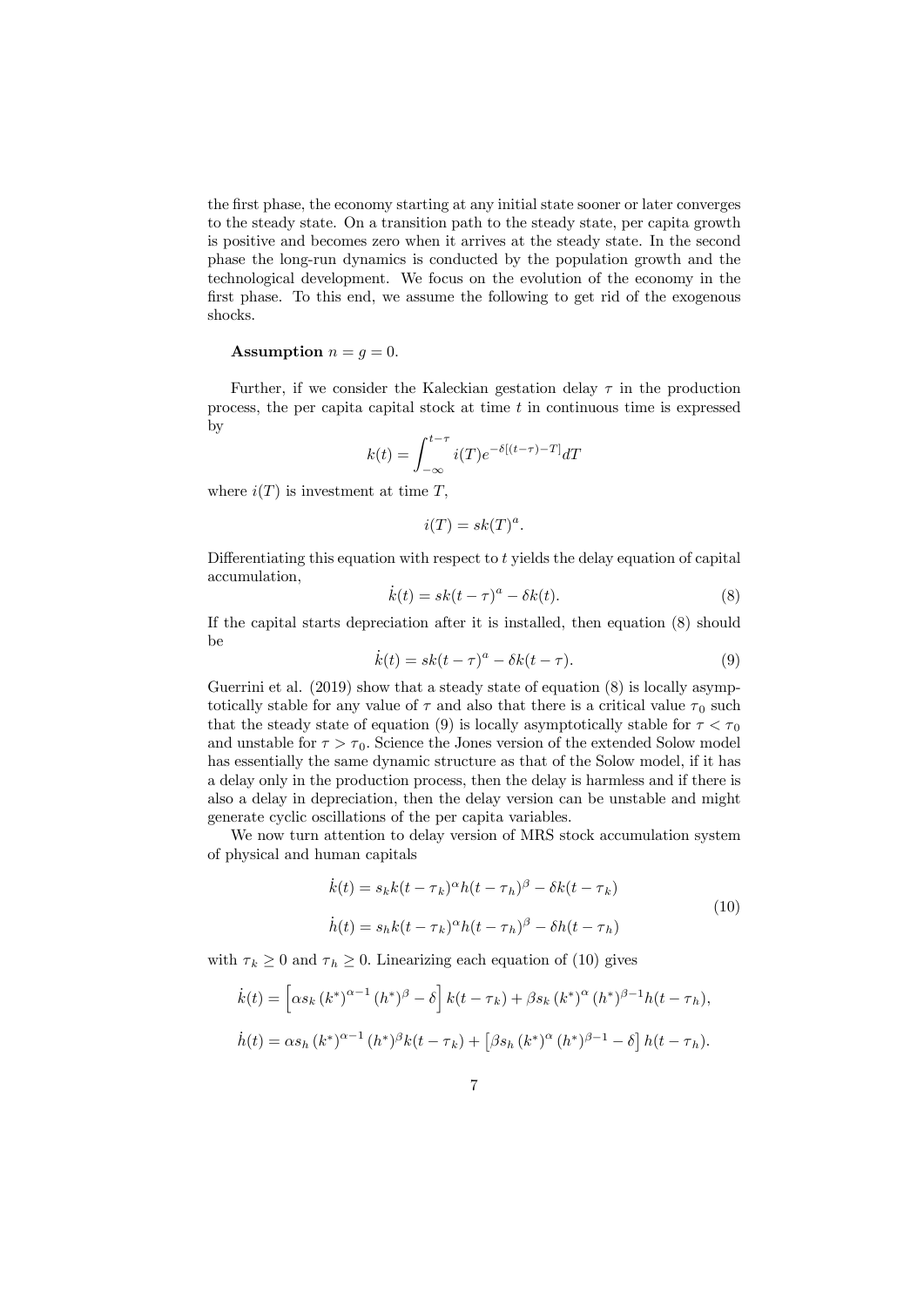the first phase, the economy starting at any initial state sooner or later converges to the steady state. On a transition path to the steady state, per capita growth is positive and becomes zero when it arrives at the steady state. In the second phase the long-run dynamics is conducted by the population growth and the technological development. We focus on the evolution of the economy in the first phase. To this end, we assume the following to get rid of the exogenous shocks.

**Assumption** $n = g = 0$.

Further, if we consider the Kaleckian gestation delay $\tau$ in the production process, the per capita capital stock at time $t$ in continuous time is expressed by

$$k(t) = \int_{-\infty}^{t-\tau} i(T)e^{-\delta[(t-\tau)-T]}dT$$

where $i(T)$ is investment at time $T$,

$$i(T) = sk(T)^a.$$

Differentiating this equation with respect to $t$ yields the delay equation of capital accumulation,

$$\dot{k}(t) = sk(t-\tau)^a - \delta k(t). \tag{8}$$

If the capital starts depreciation after it is installed, then equation (8) should be

$$\dot{k}(t) = sk(t-\tau)^a - \delta k(t-\tau). \tag{9}$$

Guerrini et al. (2019) show that a steady state of equation (8) is locally asymptotically stable for any value of $\tau$ and also that there is a critical value $\tau_0$ such that the steady state of equation (9) is locally asymptotically stable for $\tau < \tau_0$ and unstable for $\tau > \tau_0$. Science the Jones version of the extended Solow model has essentially the same dynamic structure as that of the Solow model, if it has a delay only in the production process, then the delay is harmless and if there is also a delay in depreciation, then the delay version can be unstable and might generate cyclic oscillations of the per capita variables.

We now turn attention to delay version of MRS stock accumulation system of physical and human capitals

$$\begin{aligned}
\dot{k}(t) &= s_k k(t-\tau_k)^{\alpha} h(t-\tau_h)^{\beta} - \delta k(t-\tau_k) \\
\dot{h}(t) &= s_h k(t-\tau_k)^{\alpha} h(t-\tau_h)^{\beta} - \delta h(t-\tau_h)
\end{aligned} \tag{10}$$

with $\tau_k \geq 0$ and $\tau_h \geq 0$. Linearizing each equation of (10) gives

$$\dot{k}(t) = \left[\alpha s_k \left(k^*\right)^{\alpha-1} \left(h^*\right)^{\beta} - \delta\right] k(t-\tau_k) + \beta s_k \left(k^*\right)^{\alpha} \left(h^*\right)^{\beta-1} h(t-\tau_h),$$

$$\dot{h}(t) = \alpha s_h \left(k^*\right)^{\alpha-1} \left(h^*\right)^{\beta} k(t-\tau_k) + \left[\beta s_h \left(k^*\right)^{\alpha} \left(h^*\right)^{\beta-1} - \delta\right] h(t-\tau_h).$$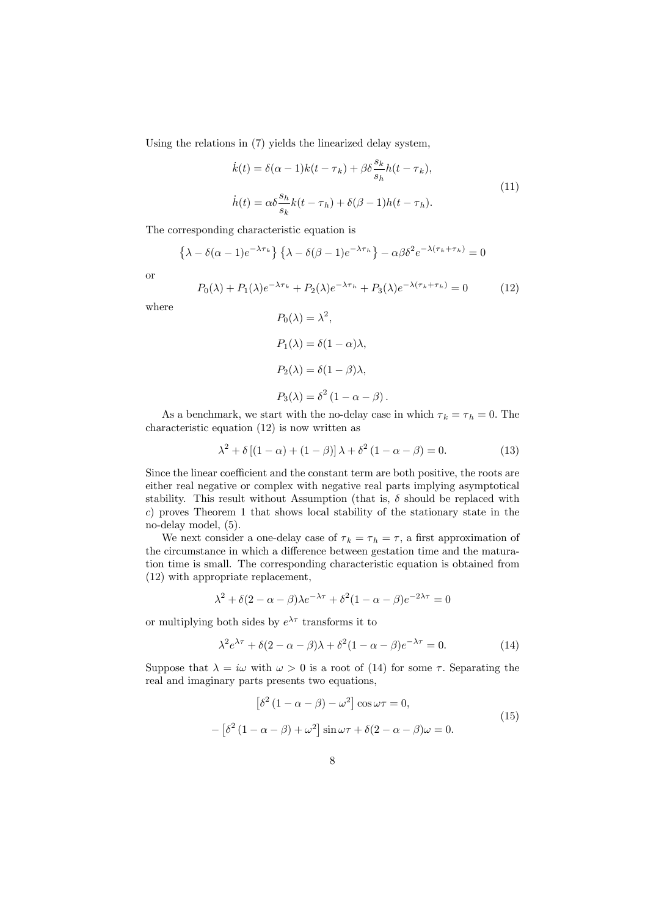Using the relations in (7) yields the linearized delay system,

$$
\begin{aligned}
\dot{k}(t) &= \delta(\alpha - 1)k(t - \tau_k) + \beta\delta\frac{s_k}{s_h}h(t - \tau_k), \\
\dot{h}(t) &= \alpha\delta\frac{s_h}{s_k}k(t - \tau_h) + \delta(\beta - 1)h(t - \tau_h).
\end{aligned}
\tag{11}
$$

The corresponding characteristic equation is

$$
\left\{\lambda - \delta(\alpha - 1)e^{-\lambda\tau_k}\right\}\left\{\lambda - \delta(\beta - 1)e^{-\lambda\tau_h}\right\} - \alpha\beta\delta^2 e^{-\lambda(\tau_k + \tau_h)} = 0
$$

or

$$
P_0(\lambda) + P_1(\lambda)e^{-\lambda\tau_k} + P_2(\lambda)e^{-\lambda\tau_h} + P_3(\lambda)e^{-\lambda(\tau_k+\tau_h)} = 0 \tag{12}
$$

where

$$
\begin{aligned}
P_0(\lambda) &= \lambda^2, \\
P_1(\lambda) &= \delta(1 - \alpha)\lambda, \\
P_2(\lambda) &= \delta(1 - \beta)\lambda, \\
P_3(\lambda) &= \delta^2\left(1 - \alpha - \beta\right).
\end{aligned}
$$

As a benchmark, we start with the no-delay case in which $\tau_k = \tau_h = 0$. The characteristic equation (12) is now written as

$$
\lambda^2 + \delta\left[(1 - \alpha) + (1 - \beta)\right]\lambda + \delta^2\left(1 - \alpha - \beta\right) = 0. \tag{13}
$$

Since the linear coefficient and the constant term are both positive, the roots are either real negative or complex with negative real parts implying asymptotical stability. This result without Assumption (that is, $\delta$ should be replaced with $c$) proves Theorem 1 that shows local stability of the stationary state in the no-delay model, (5).

We next consider a one-delay case of $\tau_k = \tau_h = \tau$, a first approximation of the circumstance in which a difference between gestation time and the maturation time is small. The corresponding characteristic equation is obtained from (12) with appropriate replacement,

$$
\lambda^2 + \delta(2 - \alpha - \beta)\lambda e^{-\lambda\tau} + \delta^2(1 - \alpha - \beta)e^{-2\lambda\tau} = 0
$$

or multiplying both sides by $e^{\lambda\tau}$ transforms it to

$$
\lambda^2 e^{\lambda\tau} + \delta(2 - \alpha - \beta)\lambda + \delta^2(1 - \alpha - \beta)e^{-\lambda\tau} = 0. \tag{14}
$$

Suppose that $\lambda = i\omega$ with $\omega > 0$ is a root of (14) for some $\tau$. Separating the real and imaginary parts presents two equations,

$$
\begin{aligned}
\left[\delta^2\left(1 - \alpha - \beta\right) - \omega^2\right]\cos\omega\tau &= 0, \\
-\left[\delta^2\left(1 - \alpha - \beta\right) + \omega^2\right]\sin\omega\tau + \delta(2 - \alpha - \beta)\omega &= 0.
\end{aligned}
\tag{15}
$$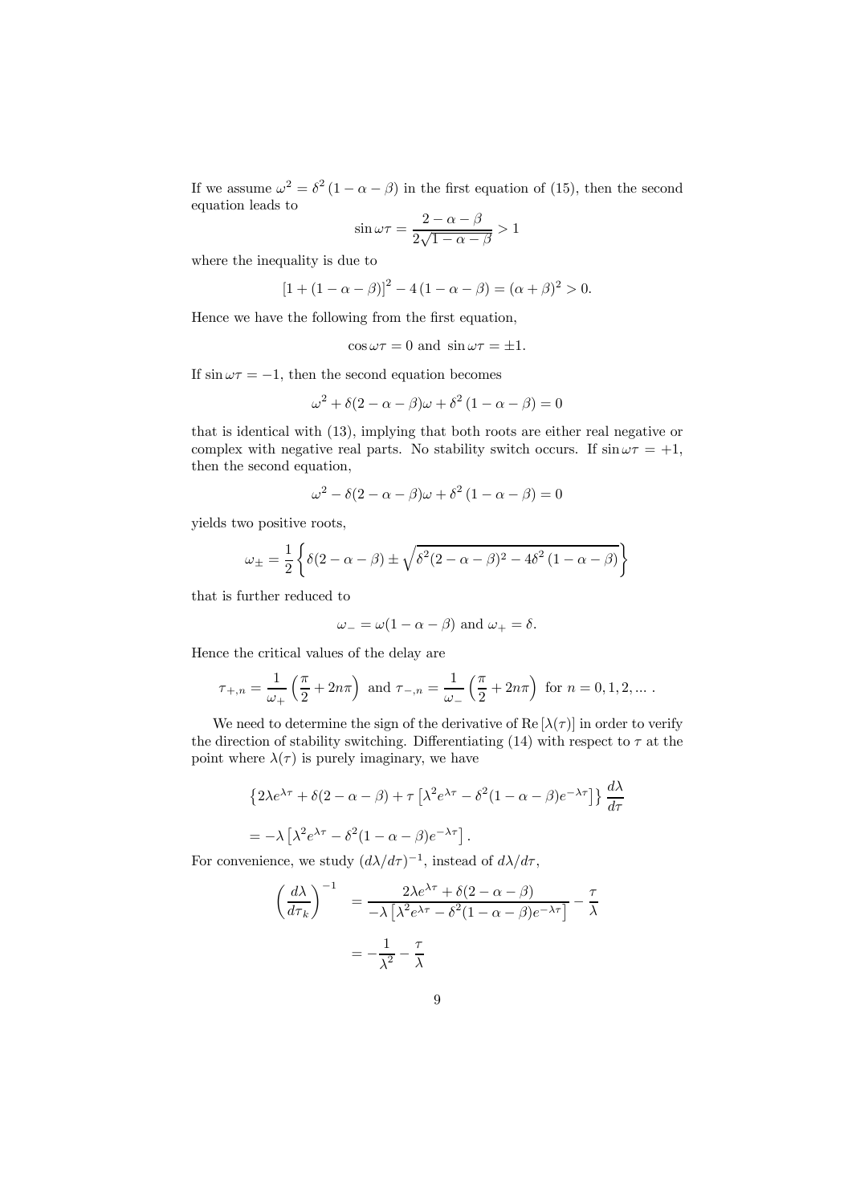If we assume $\omega^2 = \delta^2 (1 - \alpha - \beta)$ in the first equation of (15), then the second equation leads to

$$\sin \omega\tau = \frac{2 - \alpha - \beta}{2\sqrt{1 - \alpha - \beta}} > 1$$

where the inequality is due to

$$[1 + (1 - \alpha - \beta)]^2 - 4(1 - \alpha - \beta) = (\alpha + \beta)^2 > 0.$$

Hence we have the following from the first equation,

$$\cos \omega\tau = 0 \text{ and } \sin \omega\tau = \pm 1.$$

If $\sin \omega\tau = -1$, then the second equation becomes

$$\omega^2 + \delta(2 - \alpha - \beta)\omega + \delta^2 (1 - \alpha - \beta) = 0$$

that is identical with (13), implying that both roots are either real negative or complex with negative real parts. No stability switch occurs. If $\sin \omega\tau = +1$, then the second equation,

$$\omega^2 - \delta(2 - \alpha - \beta)\omega + \delta^2 (1 - \alpha - \beta) = 0$$

yields two positive roots,

$$\omega_{\pm} = \frac{1}{2} \left\{ \delta(2 - \alpha - \beta) \pm \sqrt{\delta^2 (2 - \alpha - \beta)^2 - 4\delta^2 (1 - \alpha - \beta)} \right\}$$

that is further reduced to

$$\omega_- = \omega(1 - \alpha - \beta) \text{ and } \omega_+ = \delta.$$

Hence the critical values of the delay are

$$\tau_{+,n} = \frac{1}{\omega_+} \left( \frac{\pi}{2} + 2n\pi \right) \text{ and } \tau_{-,n} = \frac{1}{\omega_-} \left( \frac{\pi}{2} + 2n\pi \right) \text{ for } n = 0, 1, 2, \ldots .$$

We need to determine the sign of the derivative of $\mathrm{Re}\,[\lambda(\tau)]$ in order to verify the direction of stability switching. Differentiating (14) with respect to $\tau$ at the point where $\lambda(\tau)$ is purely imaginary, we have

$$\left\{ 2\lambda e^{\lambda\tau} + \delta(2 - \alpha - \beta) + \tau \left[ \lambda^2 e^{\lambda\tau} - \delta^2 (1 - \alpha - \beta) e^{-\lambda\tau} \right] \right\} \frac{d\lambda}{d\tau}$$

$$= -\lambda \left[ \lambda^2 e^{\lambda\tau} - \delta^2 (1 - \alpha - \beta) e^{-\lambda\tau} \right].$$

For convenience, we study $(d\lambda/d\tau)^{-1}$, instead of $d\lambda/d\tau$,

$$\begin{aligned} \left( \frac{d\lambda}{d\tau_k} \right)^{-1} &= \frac{2\lambda e^{\lambda\tau} + \delta(2 - \alpha - \beta)}{-\lambda \left[ \lambda^2 e^{\lambda\tau} - \delta^2 (1 - \alpha - \beta) e^{-\lambda\tau} \right]} - \frac{\tau}{\lambda} \\ &= -\frac{1}{\lambda^2} - \frac{\tau}{\lambda} \end{aligned}$$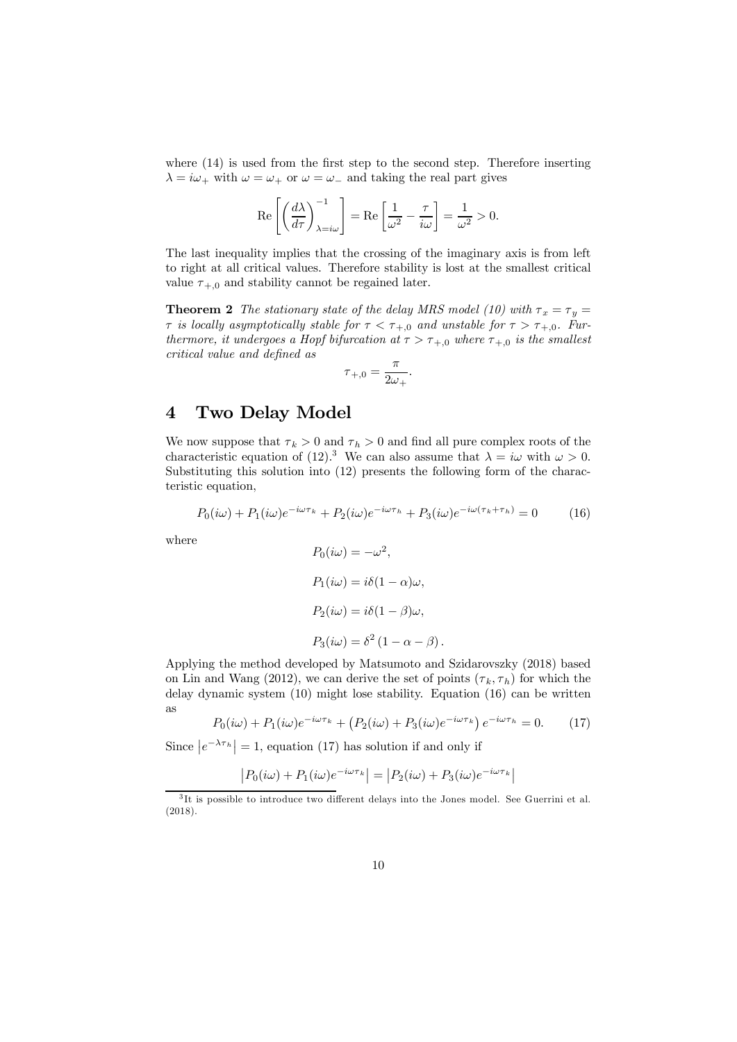where (14) is used from the first step to the second step. Therefore inserting $\lambda = i\omega_+$ with $\omega = \omega_+$ or $\omega = \omega_-$ and taking the real part gives

$$\mathrm{Re}\left[\left(\frac{d\lambda}{d\tau}\right)^{-1}_{\lambda=i\omega}\right] = \mathrm{Re}\left[\frac{1}{\omega^2} - \frac{\tau}{i\omega}\right] = \frac{1}{\omega^2} > 0.$$

The last inequality implies that the crossing of the imaginary axis is from left to right at all critical values. Therefore stability is lost at the smallest critical value $\tau_{+,0}$ and stability cannot be regained later.

**Theorem 2** *The stationary state of the delay MRS model (10) with $\tau_x = \tau_y = \tau$ is locally asymptotically stable for $\tau < \tau_{+,0}$ and unstable for $\tau > \tau_{+,0}$. Furthermore, it undergoes a Hopf bifurcation at $\tau > \tau_{+,0}$ where $\tau_{+,0}$ is the smallest critical value and defined as*

$$\tau_{+,0} = \frac{\pi}{2\omega_+}.$$

# 4 Two Delay Model

We now suppose that $\tau_k > 0$ and $\tau_h > 0$ and find all pure complex roots of the characteristic equation of (12).[3] We can also assume that $\lambda = i\omega$ with $\omega > 0$. Substituting this solution into (12) presents the following form of the characteristic equation,

$$P_0(i\omega) + P_1(i\omega)e^{-i\omega\tau_k} + P_2(i\omega)e^{-i\omega\tau_h} + P_3(i\omega)e^{-i\omega(\tau_k+\tau_h)} = 0 \tag{16}$$

where

$$P_0(i\omega) = -\omega^2,$$

$$P_1(i\omega) = i\delta(1-\alpha)\omega,$$

$$P_2(i\omega) = i\delta(1-\beta)\omega,$$

$$P_3(i\omega) = \delta^2(1-\alpha-\beta).$$

Applying the method developed by Matsumoto and Szidarovszky (2018) based on Lin and Wang (2012), we can derive the set of points $(\tau_k, \tau_h)$ for which the delay dynamic system (10) might lose stability. Equation (16) can be written as

$$P_0(i\omega) + P_1(i\omega)e^{-i\omega\tau_k} + \left(P_2(i\omega) + P_3(i\omega)e^{-i\omega\tau_k}\right)e^{-i\omega\tau_h} = 0. \tag{17}$$

Since $\left|e^{-\lambda\tau_h}\right| = 1$, equation (17) has solution if and only if

$$\left|P_0(i\omega) + P_1(i\omega)e^{-i\omega\tau_k}\right| = \left|P_2(i\omega) + P_3(i\omega)e^{-i\omega\tau_k}\right|$$

[3] It is possible to introduce two different delays into the Jones model. See Guerrini et al. (2018).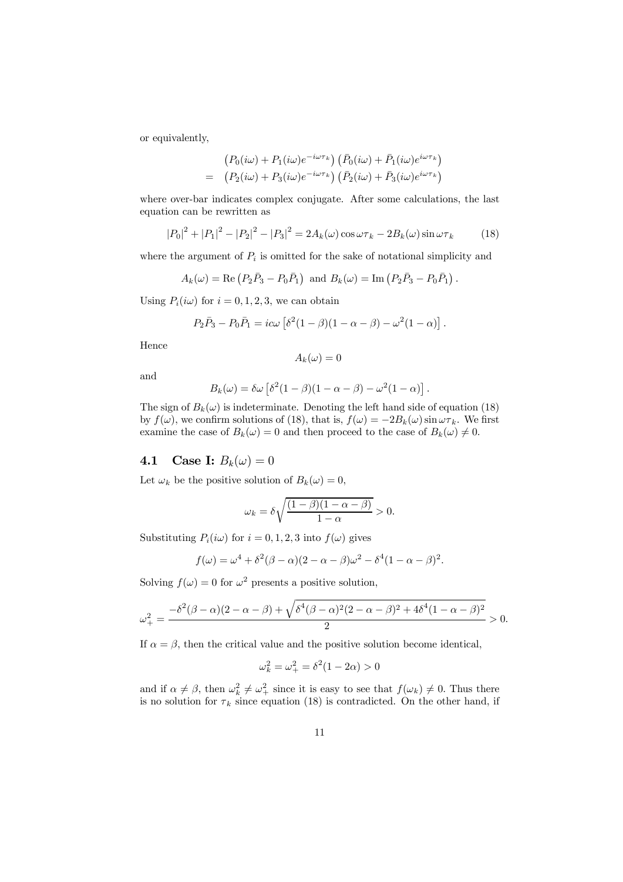or equivalently,

$$
\begin{aligned}
& \left(P_0(i\omega)+P_1(i\omega)e^{-i\omega\tau_k}\right)\left(\bar{P}_0(i\omega)+\bar{P}_1(i\omega)e^{i\omega\tau_k}\right) \\
= \ & \left(P_2(i\omega)+P_3(i\omega)e^{-i\omega\tau_k}\right)\left(\bar{P}_2(i\omega)+\bar{P}_3(i\omega)e^{i\omega\tau_k}\right)
\end{aligned}
$$

where over-bar indicates complex conjugate. After some calculations, the last equation can be rewritten as

$$
|P_0|^2+|P_1|^2-|P_2|^2-|P_3|^2 = 2A_k(\omega)\cos\omega\tau_k - 2B_k(\omega)\sin\omega\tau_k \tag{18}
$$

where the argument of $P_i$ is omitted for the sake of notational simplicity and

$$
A_k(\omega) = \mathrm{Re}\left(P_2\bar{P}_3 - P_0\bar{P}_1\right) \text{ and } B_k(\omega) = \mathrm{Im}\left(P_2\bar{P}_3 - P_0\bar{P}_1\right).
$$

Using $P_i(i\omega)$ for $i = 0, 1, 2, 3$, we can obtain

$$
P_2\bar{P}_3 - P_0\bar{P}_1 = ic\omega\left[\delta^2(1-\beta)(1-\alpha-\beta) - \omega^2(1-\alpha)\right].
$$

Hence

$$
A_k(\omega) = 0
$$

and

$$
B_k(\omega) = \delta\omega\left[\delta^2(1-\beta)(1-\alpha-\beta) - \omega^2(1-\alpha)\right].
$$

The sign of $B_k(\omega)$ is indeterminate. Denoting the left hand side of equation (18) by $f(\omega)$, we confirm solutions of (18), that is, $f(\omega) = -2B_k(\omega)\sin\omega\tau_k$. We first examine the case of $B_k(\omega) = 0$ and then proceed to the case of $B_k(\omega) \neq 0$.

## 4.1 Case I: $B_k(\omega) = 0$

Let $\omega_k$ be the positive solution of $B_k(\omega) = 0$,

$$
\omega_k = \delta\sqrt{\frac{(1-\beta)(1-\alpha-\beta)}{1-\alpha}} > 0.
$$

Substituting $P_i(i\omega)$ for $i = 0, 1, 2, 3$ into $f(\omega)$ gives

$$
f(\omega) = \omega^4 + \delta^2(\beta-\alpha)(2-\alpha-\beta)\omega^2 - \delta^4(1-\alpha-\beta)^2.
$$

Solving $f(\omega) = 0$ for $\omega^2$ presents a positive solution,

$$
\omega_+^2 = \frac{-\delta^2(\beta-\alpha)(2-\alpha-\beta) + \sqrt{\delta^4(\beta-\alpha)^2(2-\alpha-\beta)^2 + 4\delta^4(1-\alpha-\beta)^2}}{2} > 0.
$$

If $\alpha = \beta$, then the critical value and the positive solution become identical,

$$
\omega_k^2 = \omega_+^2 = \delta^2(1-2\alpha) > 0
$$

and if $\alpha \neq \beta$, then $\omega_k^2 \neq \omega_+^2$ since it is easy to see that $f(\omega_k) \neq 0$. Thus there is no solution for $\tau_k$ since equation (18) is contradicted. On the other hand, if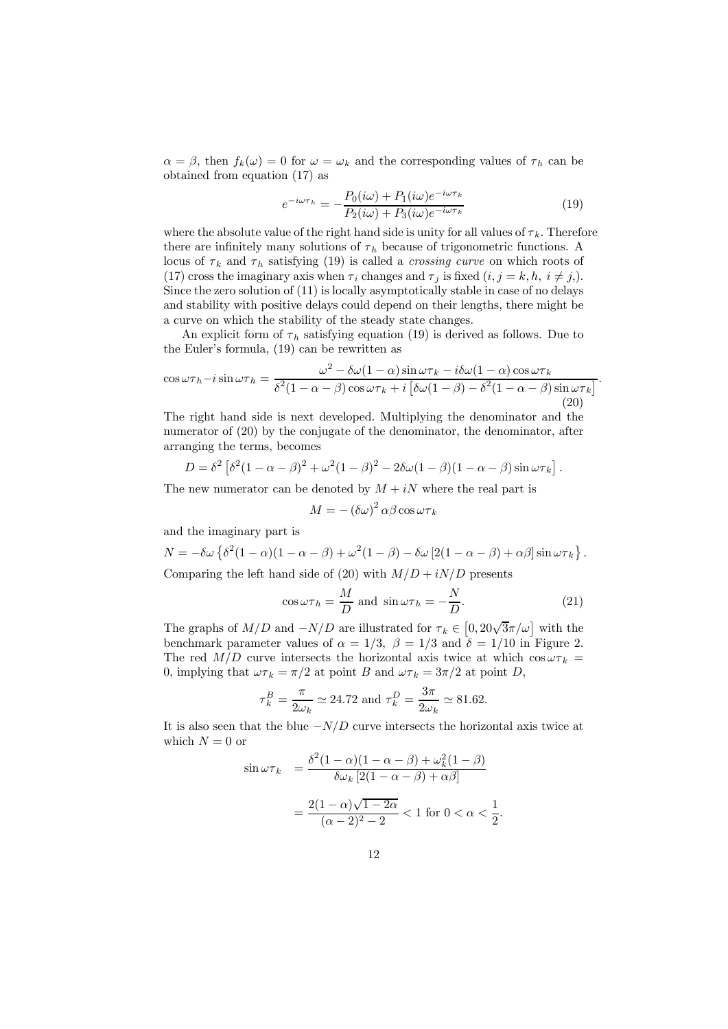$\alpha = \beta$, then $f_k(\omega) = 0$ for $\omega = \omega_k$ and the corresponding values of $\tau_h$ can be obtained from equation (17) as

$$e^{-i\omega\tau_h} = -\frac{P_0(i\omega) + P_1(i\omega)e^{-i\omega\tau_k}}{P_2(i\omega) + P_3(i\omega)e^{-i\omega\tau_k}} \tag{19}$$

where the absolute value of the right hand side is unity for all values of $\tau_k$. Therefore there are infinitely many solutions of $\tau_h$ because of trigonometric functions. A locus of $\tau_k$ and $\tau_h$ satisfying (19) is called a *crossing curve* on which roots of (17) cross the imaginary axis when $\tau_i$ changes and $\tau_j$ is fixed $(i, j = k, h,\ i \neq j,)$. Since the zero solution of (11) is locally asymptotically stable in case of no delays and stability with positive delays could depend on their lengths, there might be a curve on which the stability of the steady state changes.

An explicit form of $\tau_h$ satisfying equation (19) is derived as follows. Due to the Euler's formula, (19) can be rewritten as

$$\cos\omega\tau_h - i\sin\omega\tau_h = \frac{\omega^2 - \delta\omega(1-\alpha)\sin\omega\tau_k - i\delta\omega(1-\alpha)\cos\omega\tau_k}{\delta^2(1-\alpha-\beta)\cos\omega\tau_k + i\left[\delta\omega(1-\beta) - \delta^2(1-\alpha-\beta)\sin\omega\tau_k\right]}. \tag{20}$$

The right hand side is next developed. Multiplying the denominator and the numerator of (20) by the conjugate of the denominator, the denominator, after arranging the terms, becomes

$$D = \delta^2\left[\delta^2(1-\alpha-\beta)^2 + \omega^2(1-\beta)^2 - 2\delta\omega(1-\beta)(1-\alpha-\beta)\sin\omega\tau_k\right].$$

The new numerator can be denoted by $M + iN$ where the real part is

$$M = -(\delta\omega)^2\alpha\beta\cos\omega\tau_k$$

and the imaginary part is

$$N = -\delta\omega\left\{\delta^2(1-\alpha)(1-\alpha-\beta) + \omega^2(1-\beta) - \delta\omega\left[2(1-\alpha-\beta) + \alpha\beta\right]\sin\omega\tau_k\right\}.$$

Comparing the left hand side of (20) with $M/D + iN/D$ presents

$$\cos\omega\tau_h = \frac{M}{D} \text{ and } \sin\omega\tau_h = -\frac{N}{D}. \tag{21}$$

The graphs of $M/D$ and $-N/D$ are illustrated for $\tau_k \in \left[0, 20\sqrt{3}\pi/\omega\right]$ with the benchmark parameter values of $\alpha = 1/3$, $\beta = 1/3$ and $\delta = 1/10$ in Figure 2. The red $M/D$ curve intersects the horizontal axis twice at which $\cos\omega\tau_k = 0$, implying that $\omega\tau_k = \pi/2$ at point $B$ and $\omega\tau_k = 3\pi/2$ at point $D$,

$$\tau_k^B = \frac{\pi}{2\omega_k} \simeq 24.72 \text{ and } \tau_k^D = \frac{3\pi}{2\omega_k} \simeq 81.62.$$

It is also seen that the blue $-N/D$ curve intersects the horizontal axis twice at which $N = 0$ or

$$\begin{aligned}
\sin\omega\tau_k &= \frac{\delta^2(1-\alpha)(1-\alpha-\beta) + \omega_k^2(1-\beta)}{\delta\omega_k\left[2(1-\alpha-\beta) + \alpha\beta\right]} \\
&= \frac{2(1-\alpha)\sqrt{1-2\alpha}}{(\alpha-2)^2 - 2} < 1 \text{ for } 0 < \alpha < \frac{1}{2}.
\end{aligned}$$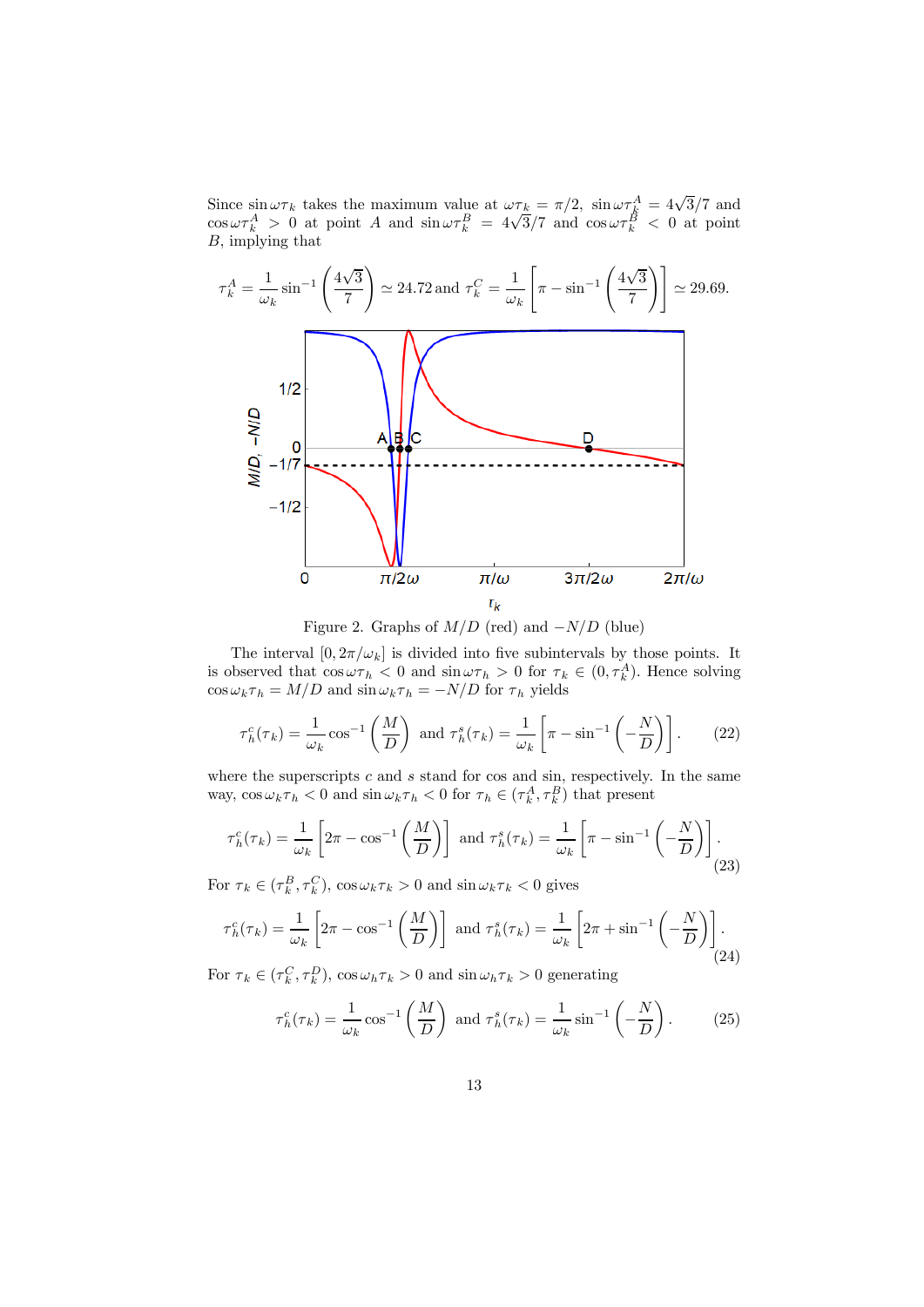Since $\sin\omega\tau_k$ takes the maximum value at $\omega\tau_k = \pi/2$, $\sin\omega\tau_k^A = 4\sqrt{3}/7$ and $\cos\omega\tau_k^A > 0$ at point $A$ and $\sin\omega\tau_k^B = 4\sqrt{3}/7$ and $\cos\omega\tau_k^B < 0$ at point $B$, implying that

$$\tau_k^A = \frac{1}{\omega_k}\sin^{-1}\left(\frac{4\sqrt{3}}{7}\right) \simeq 24.72 \text{ and } \tau_k^C = \frac{1}{\omega_k}\left[\pi - \sin^{-1}\left(\frac{4\sqrt{3}}{7}\right)\right] \simeq 29.69.$$

Figure 2. Graphs of $M/D$ (red) and $-N/D$ (blue)

The interval $[0, 2\pi/\omega_k]$ is divided into five subintervals by those points. It is observed that $\cos\omega\tau_h < 0$ and $\sin\omega\tau_h > 0$ for $\tau_k \in (0, \tau_k^A)$. Hence solving $\cos\omega_k\tau_h = M/D$ and $\sin\omega_k\tau_h = -N/D$ for $\tau_h$ yields

$$\tau_h^c(\tau_k) = \frac{1}{\omega_k}\cos^{-1}\left(\frac{M}{D}\right) \text{ and } \tau_h^s(\tau_k) = \frac{1}{\omega_k}\left[\pi - \sin^{-1}\left(-\frac{N}{D}\right)\right]. \tag{22}$$

where the superscripts $c$ and $s$ stand for cos and sin, respectively. In the same way, $\cos\omega_k\tau_h < 0$ and $\sin\omega_k\tau_h < 0$ for $\tau_h \in (\tau_k^A, \tau_k^B)$ that present

$$\tau_h^c(\tau_k) = \frac{1}{\omega_k}\left[2\pi - \cos^{-1}\left(\frac{M}{D}\right)\right] \text{ and } \tau_h^s(\tau_k) = \frac{1}{\omega_k}\left[\pi - \sin^{-1}\left(-\frac{N}{D}\right)\right]. \tag{23}$$

For $\tau_k \in (\tau_k^B, \tau_k^C)$, $\cos\omega_k\tau_k > 0$ and $\sin\omega_k\tau_k < 0$ gives

$$\tau_h^c(\tau_k) = \frac{1}{\omega_k}\left[2\pi - \cos^{-1}\left(\frac{M}{D}\right)\right] \text{ and } \tau_h^s(\tau_k) = \frac{1}{\omega_k}\left[2\pi + \sin^{-1}\left(-\frac{N}{D}\right)\right]. \tag{24}$$

For $\tau_k \in (\tau_k^C, \tau_k^D)$, $\cos\omega_h\tau_k > 0$ and $\sin\omega_h\tau_k > 0$ generating

$$\tau_h^c(\tau_k) = \frac{1}{\omega_k}\cos^{-1}\left(\frac{M}{D}\right) \text{ and } \tau_h^s(\tau_k) = \frac{1}{\omega_k}\sin^{-1}\left(-\frac{N}{D}\right). \tag{25}$$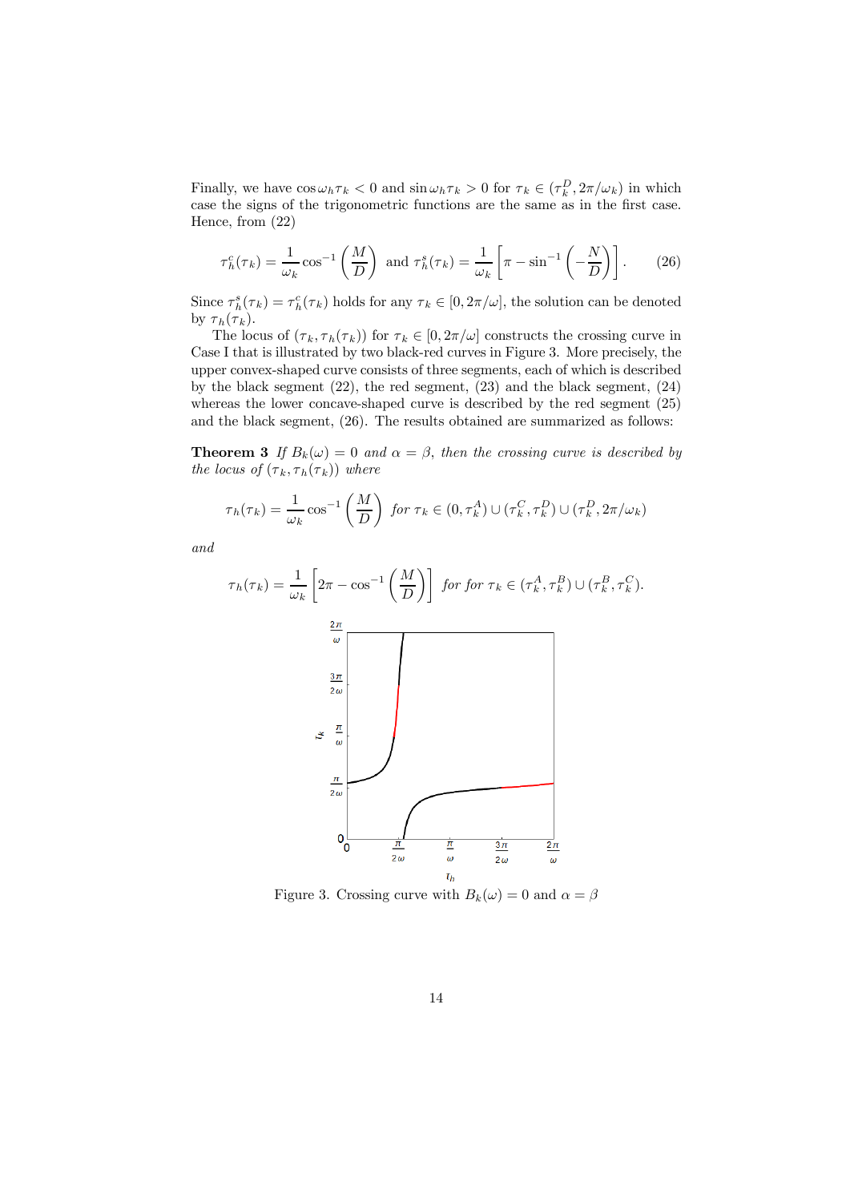Finally, we have $\cos\omega_h\tau_k < 0$ and $\sin\omega_h\tau_k > 0$ for $\tau_k \in (\tau_k^D, 2\pi/\omega_k)$ in which case the signs of the trigonometric functions are the same as in the first case. Hence, from (22)

$$\tau_h^c(\tau_k) = \frac{1}{\omega_k}\cos^{-1}\left(\frac{M}{D}\right) \text{ and } \tau_h^s(\tau_k) = \frac{1}{\omega_k}\left[\pi - \sin^{-1}\left(-\frac{N}{D}\right)\right]. \tag{26}$$

Since $\tau_h^s(\tau_k) = \tau_h^c(\tau_k)$ holds for any $\tau_k \in [0, 2\pi/\omega]$, the solution can be denoted by $\tau_h(\tau_k)$.

The locus of $(\tau_k, \tau_h(\tau_k))$ for $\tau_k \in [0, 2\pi/\omega]$ constructs the crossing curve in Case I that is illustrated by two black-red curves in Figure 3. More precisely, the upper convex-shaped curve consists of three segments, each of which is described by the black segment (22), the red segment, (23) and the black segment, (24) whereas the lower concave-shaped curve is described by the red segment (25) and the black segment, (26). The results obtained are summarized as follows:

**Theorem 3** *If $B_k(\omega) = 0$ and $\alpha = \beta$, then the crossing curve is described by the locus of $(\tau_k, \tau_h(\tau_k))$ where*

$$\tau_h(\tau_k) = \frac{1}{\omega_k}\cos^{-1}\left(\frac{M}{D}\right) \text{ for } \tau_k \in (0, \tau_k^A) \cup (\tau_k^C, \tau_k^D) \cup (\tau_k^D, 2\pi/\omega_k)$$

*and*

$$\tau_h(\tau_k) = \frac{1}{\omega_k}\left[2\pi - \cos^{-1}\left(\frac{M}{D}\right)\right] \text{ for for } \tau_k \in (\tau_k^A, \tau_k^B) \cup (\tau_k^B, \tau_k^C).$$

Figure 3. Crossing curve with $B_k(\omega) = 0$ and $\alpha = \beta$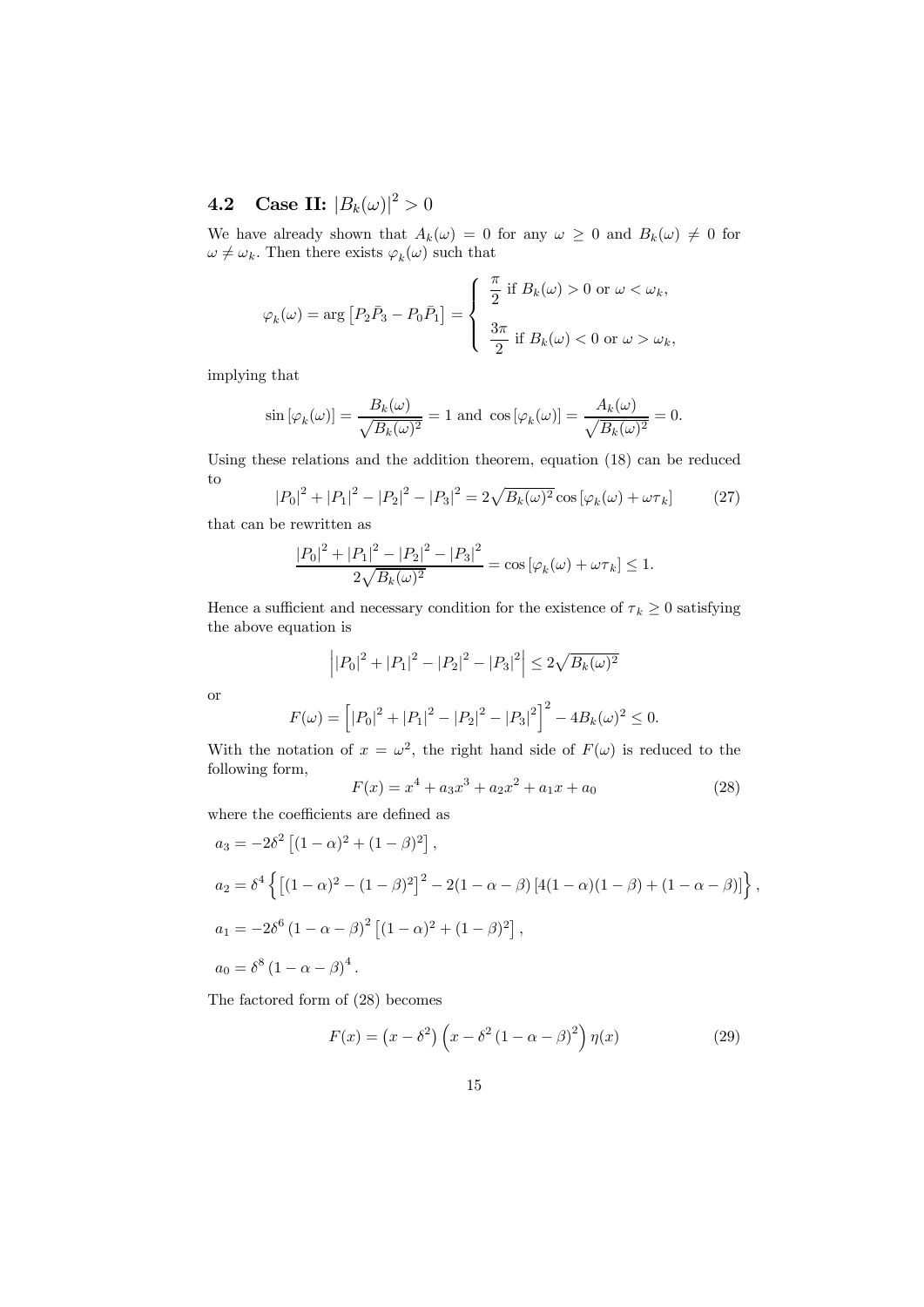## 4.2 Case II: $|B_k(\omega)|^2 > 0$

We have already shown that $A_k(\omega) = 0$ for any $\omega \geq 0$ and $B_k(\omega) \neq 0$ for $\omega \neq \omega_k$. Then there exists $\varphi_k(\omega)$ such that

$$\varphi_k(\omega) = \arg\left[P_2\bar{P}_3 - P_0\bar{P}_1\right] = \begin{cases} \dfrac{\pi}{2} \text{ if } B_k(\omega) > 0 \text{ or } \omega < \omega_k, \\ \\ \dfrac{3\pi}{2} \text{ if } B_k(\omega) < 0 \text{ or } \omega > \omega_k, \end{cases}$$

implying that

$$\sin\left[\varphi_k(\omega)\right] = \frac{B_k(\omega)}{\sqrt{B_k(\omega)^2}} = 1 \text{ and } \cos\left[\varphi_k(\omega)\right] = \frac{A_k(\omega)}{\sqrt{B_k(\omega)^2}} = 0.$$

Using these relations and the addition theorem, equation (18) can be reduced to

$$|P_0|^2 + |P_1|^2 - |P_2|^2 - |P_3|^2 = 2\sqrt{B_k(\omega)^2}\cos\left[\varphi_k(\omega) + \omega\tau_k\right] \tag{27}$$

that can be rewritten as

$$\frac{|P_0|^2 + |P_1|^2 - |P_2|^2 - |P_3|^2}{2\sqrt{B_k(\omega)^2}} = \cos\left[\varphi_k(\omega) + \omega\tau_k\right] \leq 1.$$

Hence a sufficient and necessary condition for the existence of $\tau_k \geq 0$ satisfying the above equation is

$$\left||P_0|^2 + |P_1|^2 - |P_2|^2 - |P_3|^2\right| \leq 2\sqrt{B_k(\omega)^2}$$

or

$$F(\omega) = \left[|P_0|^2 + |P_1|^2 - |P_2|^2 - |P_3|^2\right]^2 - 4B_k(\omega)^2 \leq 0.$$

With the notation of $x = \omega^2$, the right hand side of $F(\omega)$ is reduced to the following form,

$$F(x) = x^4 + a_3x^3 + a_2x^2 + a_1x + a_0 \tag{28}$$

where the coefficients are defined as

$$a_3 = -2\delta^2\left[(1-\alpha)^2 + (1-\beta)^2\right],$$

$$a_2 = \delta^4\left\{\left[(1-\alpha)^2 - (1-\beta)^2\right]^2 - 2(1-\alpha-\beta)\left[4(1-\alpha)(1-\beta) + (1-\alpha-\beta)\right]\right\},$$

$$a_1 = -2\delta^6\left(1-\alpha-\beta\right)^2\left[(1-\alpha)^2 + (1-\beta)^2\right],$$

$$a_0 = \delta^8\left(1-\alpha-\beta\right)^4.$$

The factored form of (28) becomes

$$F(x) = \left(x - \delta^2\right)\left(x - \delta^2\left(1-\alpha-\beta\right)^2\right)\eta(x) \tag{29}$$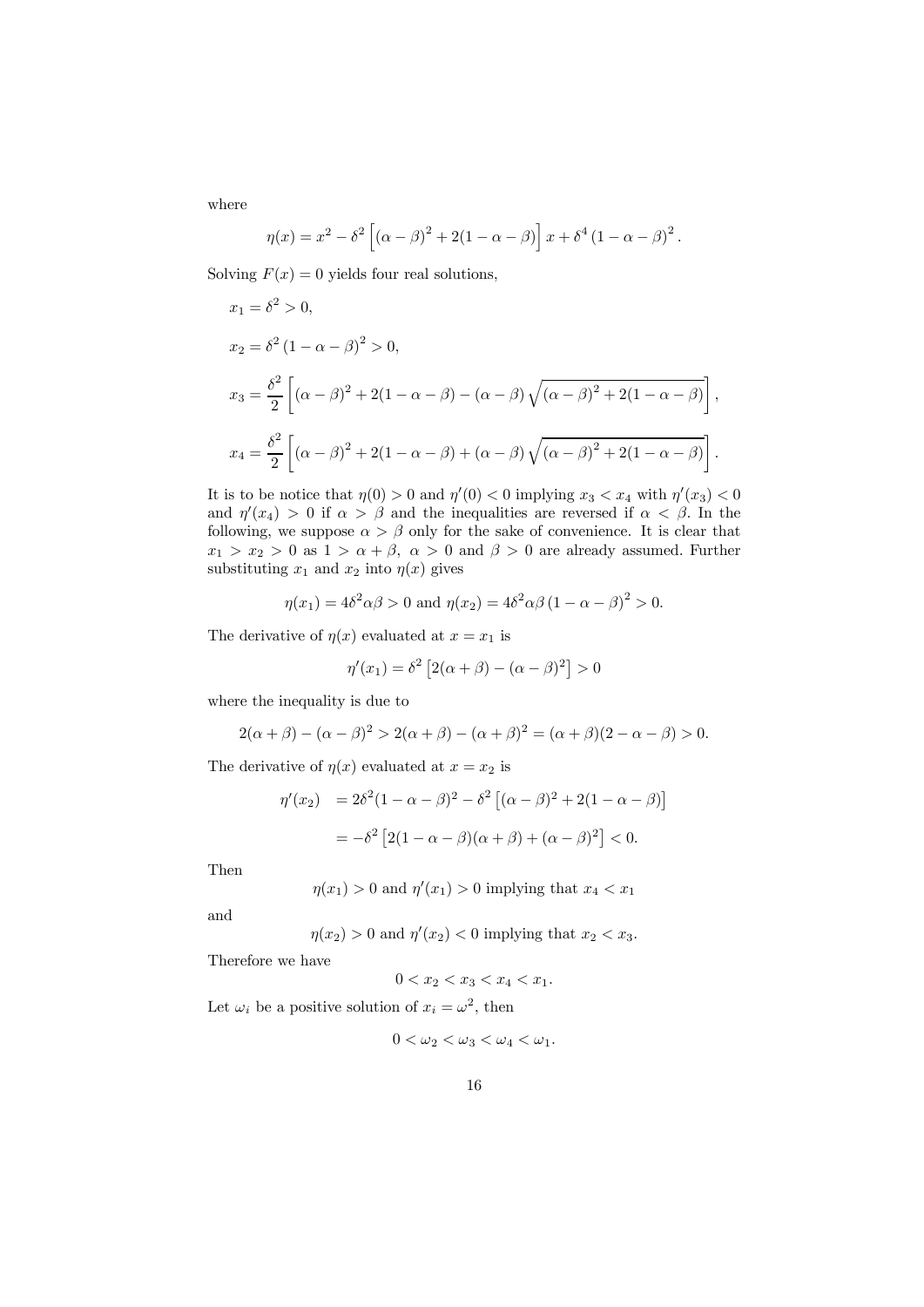where

$$\eta(x) = x^2 - \delta^2 \left[ (\alpha - \beta)^2 + 2(1 - \alpha - \beta) \right] x + \delta^4 (1 - \alpha - \beta)^2 .$$

Solving $F(x) = 0$ yields four real solutions,

$$x_1 = \delta^2 > 0,$$

$$x_2 = \delta^2 (1 - \alpha - \beta)^2 > 0,$$

$$x_3 = \frac{\delta^2}{2} \left[ (\alpha - \beta)^2 + 2(1 - \alpha - \beta) - (\alpha - \beta) \sqrt{(\alpha - \beta)^2 + 2(1 - \alpha - \beta)} \right],$$

$$x_4 = \frac{\delta^2}{2} \left[ (\alpha - \beta)^2 + 2(1 - \alpha - \beta) + (\alpha - \beta) \sqrt{(\alpha - \beta)^2 + 2(1 - \alpha - \beta)} \right].$$

It is to be notice that $\eta(0) > 0$ and $\eta'(0) < 0$ implying $x_3 < x_4$ with $\eta'(x_3) < 0$ and $\eta'(x_4) > 0$ if $\alpha > \beta$ and the inequalities are reversed if $\alpha < \beta$. In the following, we suppose $\alpha > \beta$ only for the sake of convenience. It is clear that $x_1 > x_2 > 0$ as $1 > \alpha + \beta, \ \alpha > 0$ and $\beta > 0$ are already assumed. Further substituting $x_1$ and $x_2$ into $\eta(x)$ gives

$$\eta(x_1) = 4\delta^2 \alpha\beta > 0 \text{ and } \eta(x_2) = 4\delta^2 \alpha\beta (1 - \alpha - \beta)^2 > 0.$$

The derivative of $\eta(x)$ evaluated at $x = x_1$ is

$$\eta'(x_1) = \delta^2 \left[ 2(\alpha + \beta) - (\alpha - \beta)^2 \right] > 0$$

where the inequality is due to

$$2(\alpha + \beta) - (\alpha - \beta)^2 > 2(\alpha + \beta) - (\alpha + \beta)^2 = (\alpha + \beta)(2 - \alpha - \beta) > 0.$$

The derivative of $\eta(x)$ evaluated at $x = x_2$ is

$$\begin{aligned} \eta'(x_2) &= 2\delta^2 (1 - \alpha - \beta)^2 - \delta^2 \left[ (\alpha - \beta)^2 + 2(1 - \alpha - \beta) \right] \\ &= -\delta^2 \left[ 2(1 - \alpha - \beta)(\alpha + \beta) + (\alpha - \beta)^2 \right] < 0. \end{aligned}$$

Then

$$\eta(x_1) > 0 \text{ and } \eta'(x_1) > 0 \text{ implying that } x_4 < x_1$$

and

$$\eta(x_2) > 0 \text{ and } \eta'(x_2) < 0 \text{ implying that } x_2 < x_3.$$

Therefore we have

$$0 < x_2 < x_3 < x_4 < x_1.$$

Let $\omega_i$ be a positive solution of $x_i = \omega^2$, then

$$0 < \omega_2 < \omega_3 < \omega_4 < \omega_1.$$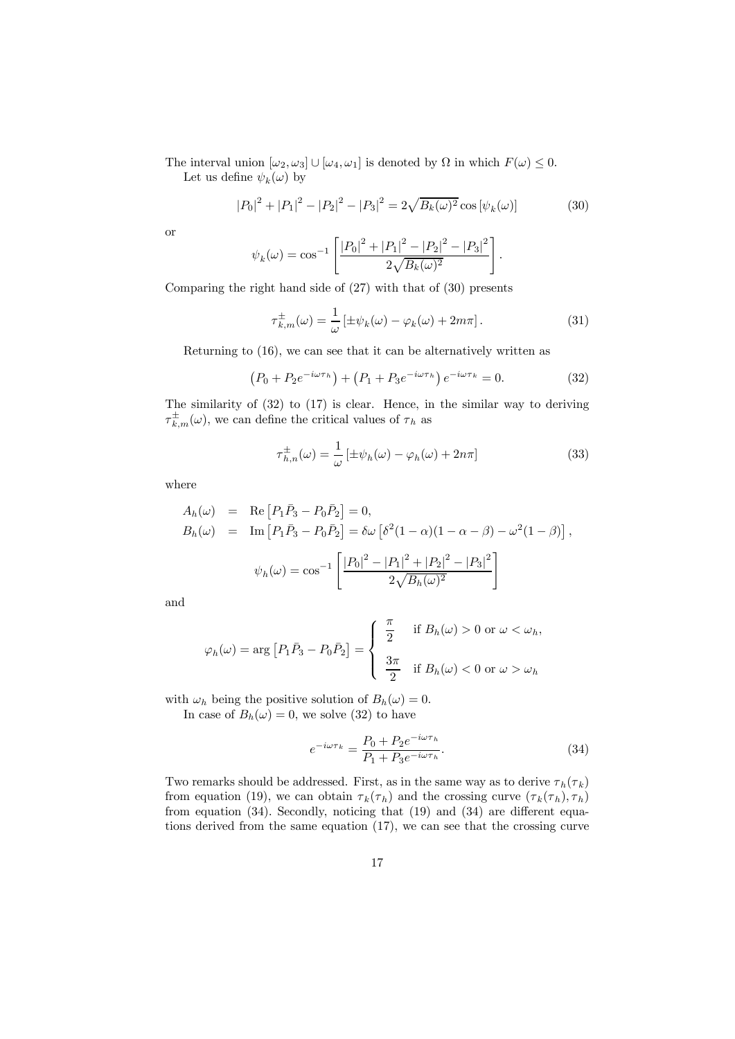The interval union $[\omega_2, \omega_3] \cup [\omega_4, \omega_1]$ is denoted by $\Omega$ in which $F(\omega) \leq 0$.

Let us define $\psi_k(\omega)$ by

$$|P_0|^2 + |P_1|^2 - |P_2|^2 - |P_3|^2 = 2\sqrt{B_k(\omega)^2} \cos[\psi_k(\omega)] \tag{30}$$

or

$$\psi_k(\omega) = \cos^{-1}\left[\frac{|P_0|^2 + |P_1|^2 - |P_2|^2 - |P_3|^2}{2\sqrt{B_k(\omega)^2}}\right].$$

Comparing the right hand side of (27) with that of (30) presents

$$\tau_{k,m}^{\pm}(\omega) = \frac{1}{\omega}\left[\pm\psi_k(\omega) - \varphi_k(\omega) + 2m\pi\right]. \tag{31}$$

Returning to (16), we can see that it can be alternatively written as

$$\left(P_0 + P_2 e^{-i\omega\tau_h}\right) + \left(P_1 + P_3 e^{-i\omega\tau_h}\right) e^{-i\omega\tau_k} = 0. \tag{32}$$

The similarity of (32) to (17) is clear. Hence, in the similar way to deriving $\tau_{k,m}^{\pm}(\omega)$, we can define the critical values of $\tau_h$ as

$$\tau_{h,n}^{\pm}(\omega) = \frac{1}{\omega}\left[\pm\psi_h(\omega) - \varphi_h(\omega) + 2n\pi\right] \tag{33}$$

where

$$\begin{aligned}
A_h(\omega) &= \operatorname{Re}\left[P_1\bar{P}_3 - P_0\bar{P}_2\right] = 0, \\
B_h(\omega) &= \operatorname{Im}\left[P_1\bar{P}_3 - P_0\bar{P}_2\right] = \delta\omega\left[\delta^2(1-\alpha)(1-\alpha-\beta) - \omega^2(1-\beta)\right],
\end{aligned}$$

$$\psi_h(\omega) = \cos^{-1}\left[\frac{|P_0|^2 - |P_1|^2 + |P_2|^2 - |P_3|^2}{2\sqrt{B_h(\omega)^2}}\right]$$

and

$$\varphi_h(\omega) = \arg\left[P_1\bar{P}_3 - P_0\bar{P}_2\right] = \begin{cases} \dfrac{\pi}{2} & \text{if } B_h(\omega) > 0 \text{ or } \omega < \omega_h, \\[2ex] \dfrac{3\pi}{2} & \text{if } B_h(\omega) < 0 \text{ or } \omega > \omega_h \end{cases}$$

with $\omega_h$ being the positive solution of $B_h(\omega) = 0$.

In case of $B_h(\omega) = 0$, we solve (32) to have

$$e^{-i\omega\tau_k} = \frac{P_0 + P_2 e^{-i\omega\tau_h}}{P_1 + P_3 e^{-i\omega\tau_h}}. \tag{34}$$

Two remarks should be addressed. First, as in the same way as to derive $\tau_h(\tau_k)$ from equation (19), we can obtain $\tau_k(\tau_h)$ and the crossing curve $(\tau_k(\tau_h), \tau_h)$ from equation (34). Secondly, noticing that (19) and (34) are different equations derived from the same equation (17), we can see that the crossing curve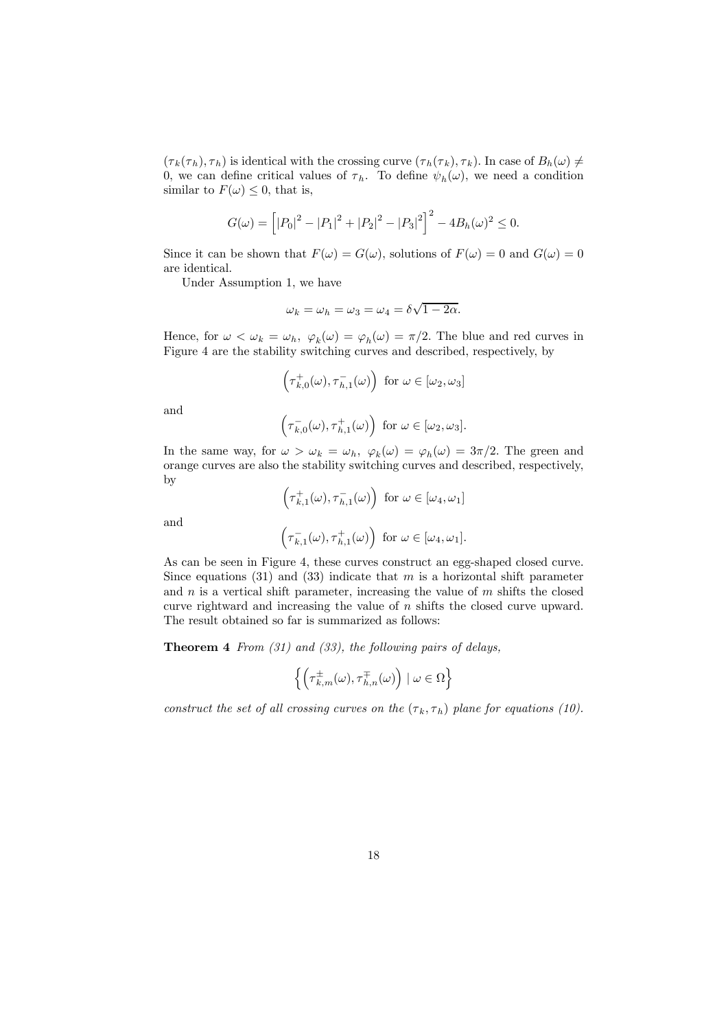$(\tau_k(\tau_h), \tau_h)$ is identical with the crossing curve $(\tau_h(\tau_k), \tau_k)$. In case of $B_h(\omega) \neq 0$, we can define critical values of $\tau_h$. To define $\psi_h(\omega)$, we need a condition similar to $F(\omega) \leq 0$, that is,

$$G(\omega) = \left[ |P_0|^2 - |P_1|^2 + |P_2|^2 - |P_3|^2 \right]^2 - 4B_h(\omega)^2 \leq 0.$$

Since it can be shown that $F(\omega) = G(\omega)$, solutions of $F(\omega) = 0$ and $G(\omega) = 0$ are identical.

Under Assumption 1, we have

$$\omega_k = \omega_h = \omega_3 = \omega_4 = \delta\sqrt{1 - 2\alpha}.$$

Hence, for $\omega < \omega_k = \omega_h$, $\varphi_k(\omega) = \varphi_h(\omega) = \pi/2$. The blue and red curves in Figure 4 are the stability switching curves and described, respectively, by

$$\left(\tau_{k,0}^{+}(\omega), \tau_{h,1}^{-}(\omega)\right) \text{ for } \omega \in [\omega_2, \omega_3]$$

and

$$\left(\tau_{k,0}^{-}(\omega), \tau_{h,1}^{+}(\omega)\right) \text{ for } \omega \in [\omega_2, \omega_3].$$

In the same way, for $\omega > \omega_k = \omega_h$, $\varphi_k(\omega) = \varphi_h(\omega) = 3\pi/2$. The green and orange curves are also the stability switching curves and described, respectively, by

$$\left(\tau_{k,1}^{+}(\omega), \tau_{h,1}^{-}(\omega)\right) \text{ for } \omega \in [\omega_4, \omega_1]$$

and

$$\left(\tau_{k,1}^{-}(\omega), \tau_{h,1}^{+}(\omega)\right) \text{ for } \omega \in [\omega_4, \omega_1].$$

As can be seen in Figure 4, these curves construct an egg-shaped closed curve. Since equations (31) and (33) indicate that $m$ is a horizontal shift parameter and $n$ is a vertical shift parameter, increasing the value of $m$ shifts the closed curve rightward and increasing the value of $n$ shifts the closed curve upward. The result obtained so far is summarized as follows:

**Theorem 4** *From (31) and (33), the following pairs of delays,*

$$\left\{ \left(\tau_{k,m}^{\pm}(\omega), \tau_{h,n}^{\mp}(\omega)\right) \mid \omega \in \Omega \right\}$$

*construct the set of all crossing curves on the $(\tau_k, \tau_h)$ plane for equations (10).*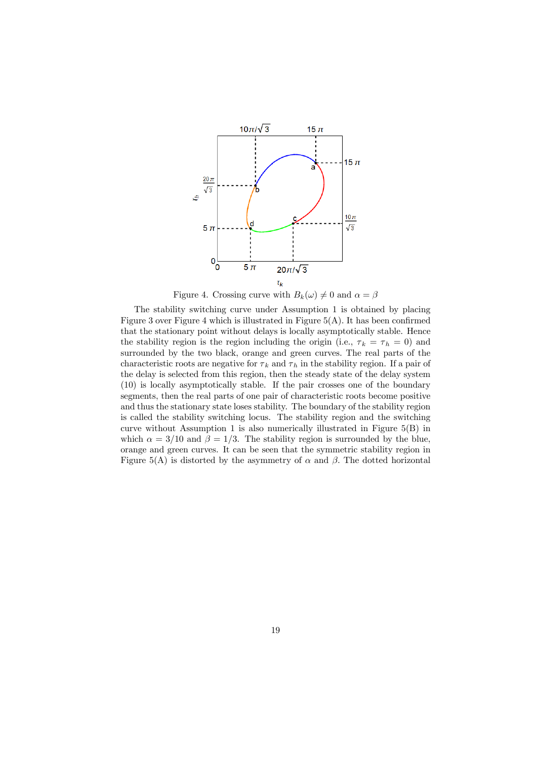Figure 4. Crossing curve with $B_k(\omega) \neq 0$ and $\alpha = \beta$

The stability switching curve under Assumption 1 is obtained by placing Figure 3 over Figure 4 which is illustrated in Figure 5(A). It has been confirmed that the stationary point without delays is locally asymptotically stable. Hence the stability region is the region including the origin (i.e., $\tau_k = \tau_h = 0$) and surrounded by the two black, orange and green curves. The real parts of the characteristic roots are negative for $\tau_k$ and $\tau_h$ in the stability region. If a pair of the delay is selected from this region, then the steady state of the delay system (10) is locally asymptotically stable. If the pair crosses one of the boundary segments, then the real parts of one pair of characteristic roots become positive and thus the stationary state loses stability. The boundary of the stability region is called the stability switching locus. The stability region and the switching curve without Assumption 1 is also numerically illustrated in Figure 5(B) in which $\alpha = 3/10$ and $\beta = 1/3$. The stability region is surrounded by the blue, orange and green curves. It can be seen that the symmetric stability region in Figure 5(A) is distorted by the asymmetry of $\alpha$ and $\beta$. The dotted horizontal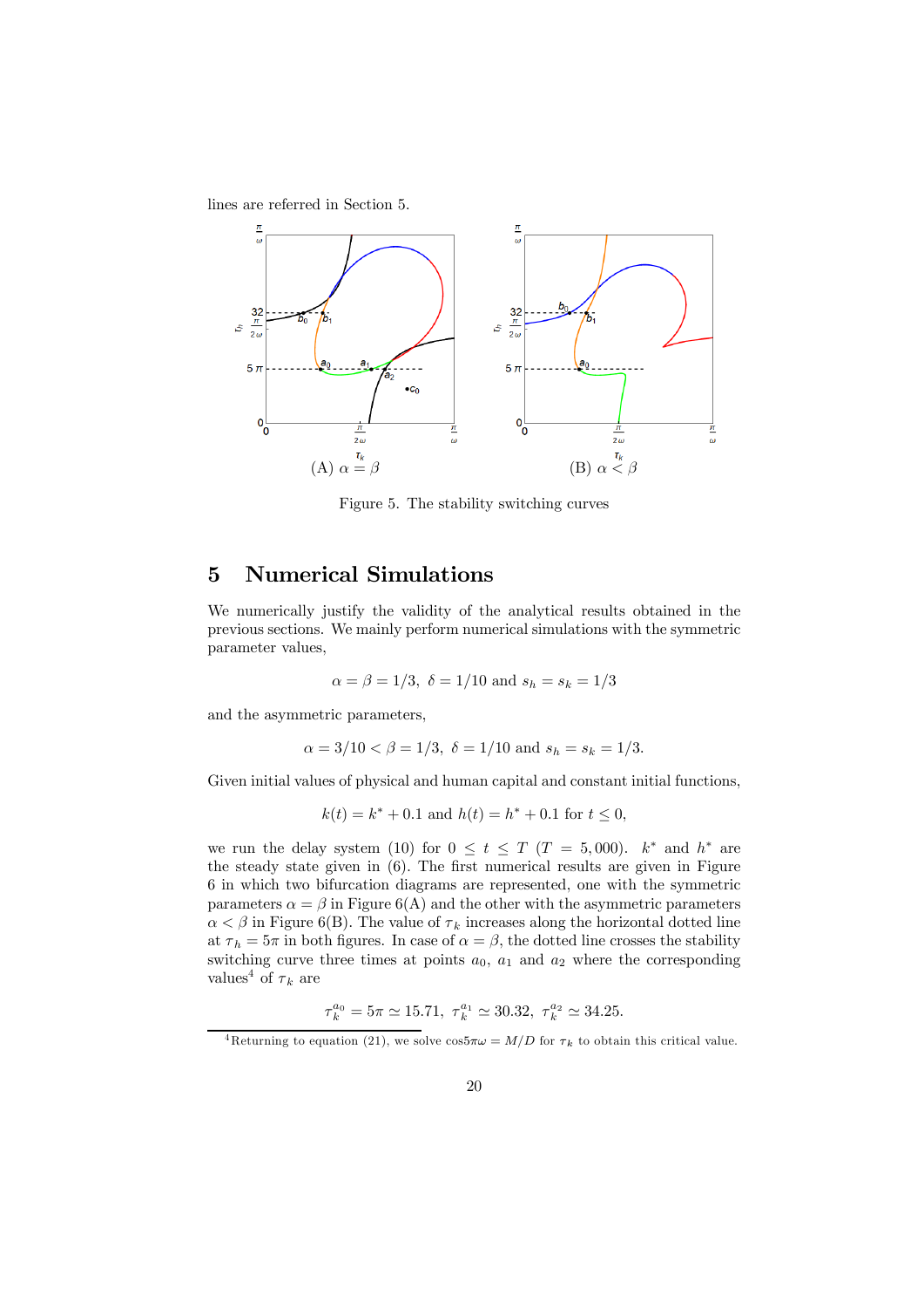lines are referred in Section 5.

(A) $\alpha = \beta$

(B) $\alpha < \beta$

Figure 5. The stability switching curves

## 5 Numerical Simulations

We numerically justify the validity of the analytical results obtained in the previous sections. We mainly perform numerical simulations with the symmetric parameter values,

$$\alpha = \beta = 1/3, \ \delta = 1/10 \text{ and } s_h = s_k = 1/3$$

and the asymmetric parameters,

$$\alpha = 3/10 < \beta = 1/3, \ \delta = 1/10 \text{ and } s_h = s_k = 1/3.$$

Given initial values of physical and human capital and constant initial functions,

$$k(t) = k^* + 0.1 \text{ and } h(t) = h^* + 0.1 \text{ for } t \leq 0,$$

we run the delay system (10) for $0 \leq t \leq T$ ($T = 5,000$). $k^*$ and $h^*$ are the steady state given in (6). The first numerical results are given in Figure 6 in which two bifurcation diagrams are represented, one with the symmetric parameters $\alpha = \beta$ in Figure 6(A) and the other with the asymmetric parameters $\alpha < \beta$ in Figure 6(B). The value of $\tau_k$ increases along the horizontal dotted line at $\tau_h = 5\pi$ in both figures. In case of $\alpha = \beta$, the dotted line crosses the stability switching curve three times at points $a_0$, $a_1$ and $a_2$ where the corresponding values[4] of $\tau_k$ are

$$\tau_k^{a_0} = 5\pi \simeq 15.71, \ \tau_k^{a_1} \simeq 30.32, \ \tau_k^{a_2} \simeq 34.25.$$

[4] Returning to equation (21), we solve $\cos 5\pi\omega = M/D$ for $\tau_k$ to obtain this critical value.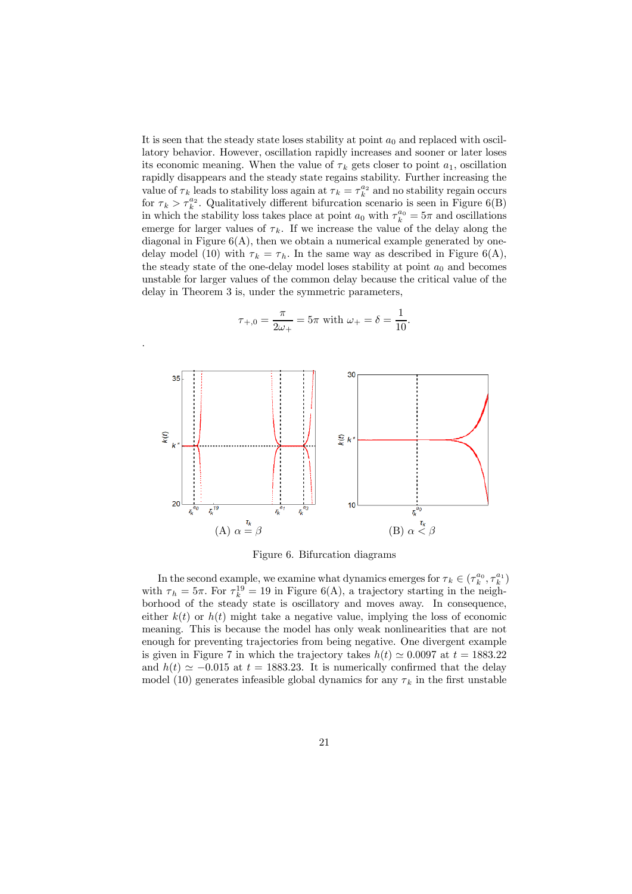It is seen that the steady state loses stability at point $a_0$ and replaced with oscillatory behavior. However, oscillation rapidly increases and sooner or later loses its economic meaning. When the value of $\tau_k$ gets closer to point $a_1$, oscillation rapidly disappears and the steady state regains stability. Further increasing the value of $\tau_k$ leads to stability loss again at $\tau_k = \tau_k^{a_2}$ and no stability regain occurs for $\tau_k > \tau_k^{a_2}$. Qualitatively different bifurcation scenario is seen in Figure 6(B) in which the stability loss takes place at point $a_0$ with $\tau_k^{a_0} = 5\pi$ and oscillations emerge for larger values of $\tau_k$. If we increase the value of the delay along the diagonal in Figure 6(A), then we obtain a numerical example generated by one-delay model (10) with $\tau_k = \tau_h$. In the same way as described in Figure 6(A), the steady state of the one-delay model loses stability at point $a_0$ and becomes unstable for larger values of the common delay because the critical value of the delay in Theorem 3 is, under the symmetric parameters,

$$\tau_{+,0} = \frac{\pi}{2\omega_+} = 5\pi \text{ with } \omega_+ = \delta = \frac{1}{10}.$$

.

(A) $\alpha = \beta$ (B) $\alpha < \beta$

Figure 6. Bifurcation diagrams

In the second example, we examine what dynamics emerges for $\tau_k \in (\tau_k^{a_0}, \tau_k^{a_1})$ with $\tau_h = 5\pi$. For $\tau_k^{19} = 19$ in Figure 6(A), a trajectory starting in the neighborhood of the steady state is oscillatory and moves away. In consequence, either $k(t)$ or $h(t)$ might take a negative value, implying the loss of economic meaning. This is because the model has only weak nonlinearities that are not enough for preventing trajectories from being negative. One divergent example is given in Figure 7 in which the trajectory takes $h(t) \simeq 0.0097$ at $t = 1883.22$ and $h(t) \simeq -0.015$ at $t = 1883.23$. It is numerically confirmed that the delay model (10) generates infeasible global dynamics for any $\tau_k$ in the first unstable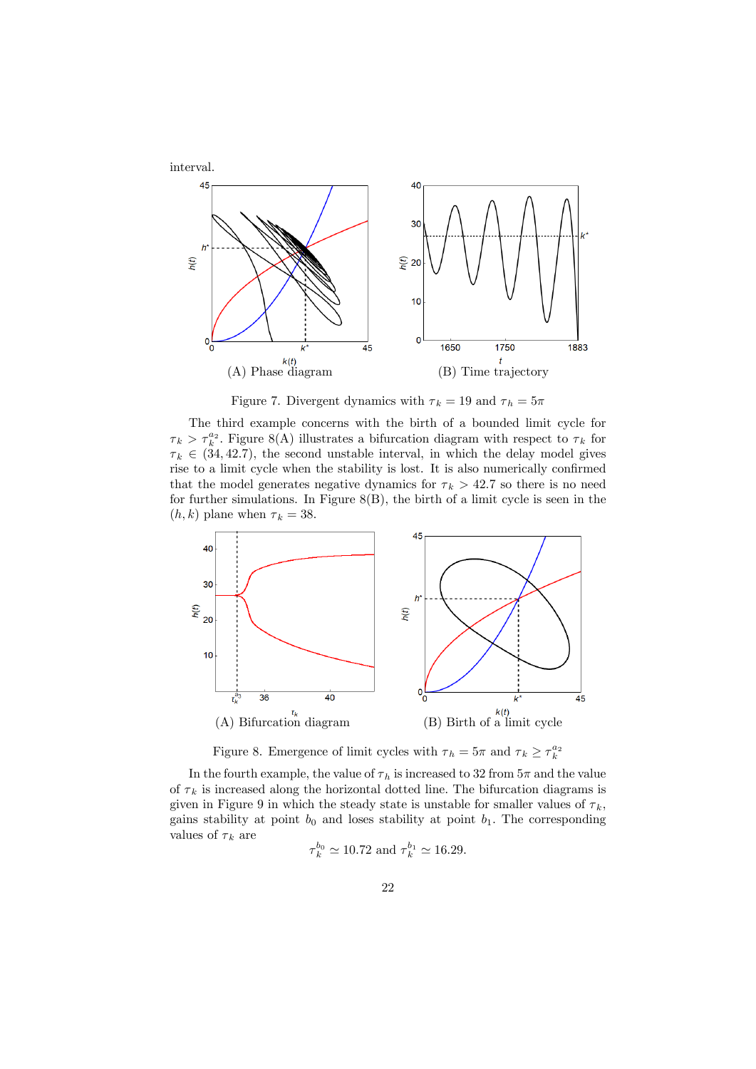interval.

(A) Phase diagram

(B) Time trajectory

Figure 7. Divergent dynamics with $\tau_k = 19$ and $\tau_h = 5\pi$

The third example concerns with the birth of a bounded limit cycle for $\tau_k > \tau_k^{a_2}$. Figure 8(A) illustrates a bifurcation diagram with respect to $\tau_k$ for $\tau_k \in (34, 42.7)$, the second unstable interval, in which the delay model gives rise to a limit cycle when the stability is lost. It is also numerically confirmed that the model generates negative dynamics for $\tau_k > 42.7$ so there is no need for further simulations. In Figure 8(B), the birth of a limit cycle is seen in the $(h, k)$ plane when $\tau_k = 38$.

(A) Bifurcation diagram

(B) Birth of a limit cycle

Figure 8. Emergence of limit cycles with $\tau_h = 5\pi$ and $\tau_k \geq \tau_k^{a_2}$

In the fourth example, the value of $\tau_h$ is increased to 32 from $5\pi$ and the value of $\tau_k$ is increased along the horizontal dotted line. The bifurcation diagrams is given in Figure 9 in which the steady state is unstable for smaller values of $\tau_k$, gains stability at point $b_0$ and loses stability at point $b_1$. The corresponding values of $\tau_k$ are

$$\tau_k^{b_0} \simeq 10.72 \text{ and } \tau_k^{b_1} \simeq 16.29.$$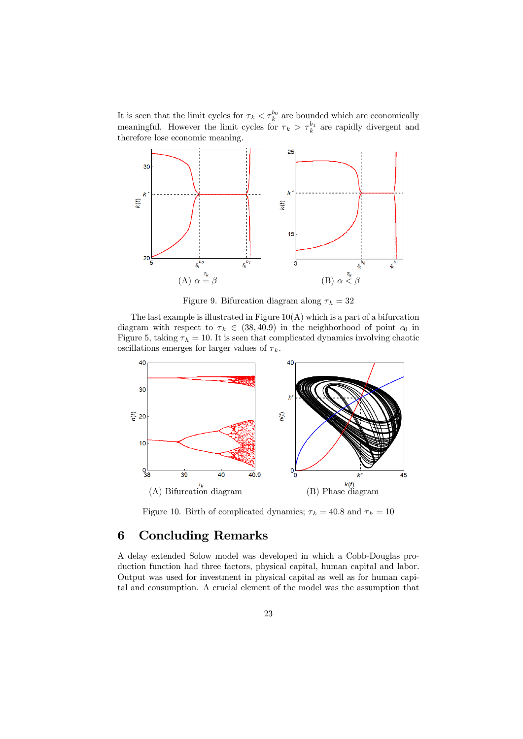It is seen that the limit cycles for $\tau_k < \tau_k^{b_0}$ are bounded which are economically meaningful. However the limit cycles for $\tau_k > \tau_k^{b_1}$ are rapidly divergent and therefore lose economic meaning.

(A) $\alpha = \beta$ (B) $\alpha < \beta$

Figure 9. Bifurcation diagram along $\tau_h = 32$

The last example is illustrated in Figure 10(A) which is a part of a bifurcation diagram with respect to $\tau_k \in (38, 40.9)$ in the neighborhood of point $c_0$ in Figure 5, taking $\tau_h = 10$. It is seen that complicated dynamics involving chaotic oscillations emerges for larger values of $\tau_k$.

(A) Bifurcation diagram (B) Phase diagram

Figure 10. Birth of complicated dynamics; $\tau_k = 40.8$ and $\tau_h = 10$

# 6 Concluding Remarks

A delay extended Solow model was developed in which a Cobb-Douglas production function had three factors, physical capital, human capital and labor. Output was used for investment in physical capital as well as for human capital and consumption. A crucial element of the model was the assumption that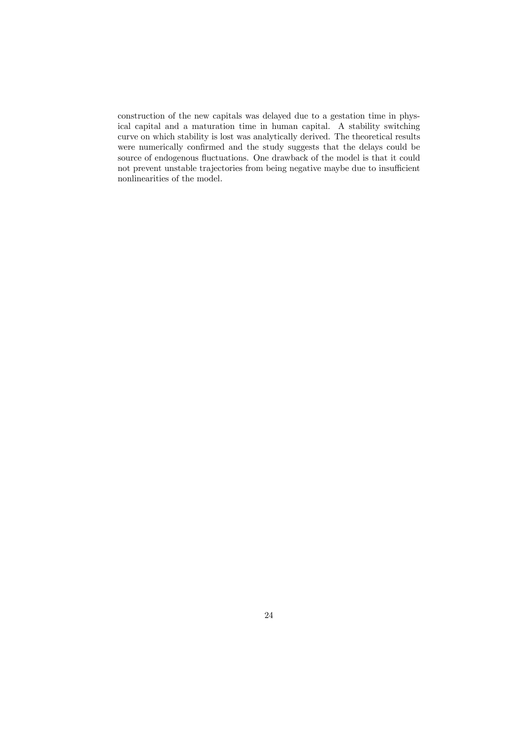construction of the new capitals was delayed due to a gestation time in physical capital and a maturation time in human capital. A stability switching curve on which stability is lost was analytically derived. The theoretical results were numerically confirmed and the study suggests that the delays could be source of endogenous fluctuations. One drawback of the model is that it could not prevent unstable trajectories from being negative maybe due to insufficient nonlinearities of the model.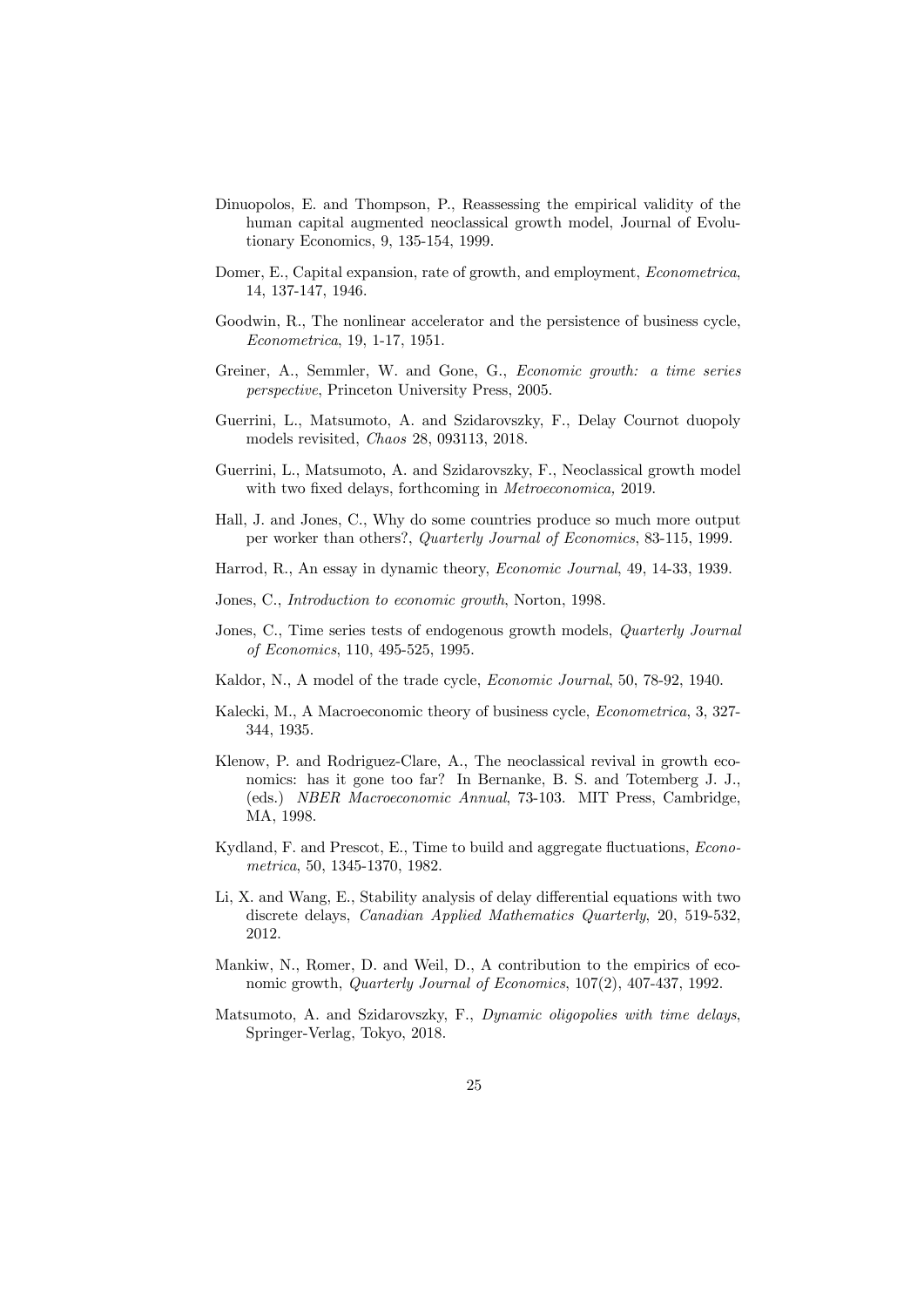Dinuopolos, E. and Thompson, P., Reassessing the empirical validity of the human capital augmented neoclassical growth model, Journal of Evolutionary Economics, 9, 135-154, 1999.

Domer, E., Capital expansion, rate of growth, and employment, *Econometrica*, 14, 137-147, 1946.

Goodwin, R., The nonlinear accelerator and the persistence of business cycle, *Econometrica*, 19, 1-17, 1951.

Greiner, A., Semmler, W. and Gone, G., *Economic growth: a time series perspective*, Princeton University Press, 2005.

Guerrini, L., Matsumoto, A. and Szidarovszky, F., Delay Cournot duopoly models revisited, *Chaos* 28, 093113, 2018.

Guerrini, L., Matsumoto, A. and Szidarovszky, F., Neoclassical growth model with two fixed delays, forthcoming in *Metroeconomica,* 2019.

Hall, J. and Jones, C., Why do some countries produce so much more output per worker than others?, *Quarterly Journal of Economics*, 83-115, 1999.

Harrod, R., An essay in dynamic theory, *Economic Journal*, 49, 14-33, 1939.

Jones, C., *Introduction to economic growth*, Norton, 1998.

Jones, C., Time series tests of endogenous growth models, *Quarterly Journal of Economics*, 110, 495-525, 1995.

Kaldor, N., A model of the trade cycle, *Economic Journal*, 50, 78-92, 1940.

Kalecki, M., A Macroeconomic theory of business cycle, *Econometrica*, 3, 327-344, 1935.

Klenow, P. and Rodriguez-Clare, A., The neoclassical revival in growth economics: has it gone too far? In Bernanke, B. S. and Totemberg J. J., (eds.) *NBER Macroeconomic Annual*, 73-103. MIT Press, Cambridge, MA, 1998.

Kydland, F. and Prescot, E., Time to build and aggregate fluctuations, *Econometrica*, 50, 1345-1370, 1982.

Li, X. and Wang, E., Stability analysis of delay differential equations with two discrete delays, *Canadian Applied Mathematics Quarterly*, 20, 519-532, 2012.

Mankiw, N., Romer, D. and Weil, D., A contribution to the empirics of economic growth, *Quarterly Journal of Economics*, 107(2), 407-437, 1992.

Matsumoto, A. and Szidarovszky, F., *Dynamic oligopolies with time delays*, Springer-Verlag, Tokyo, 2018.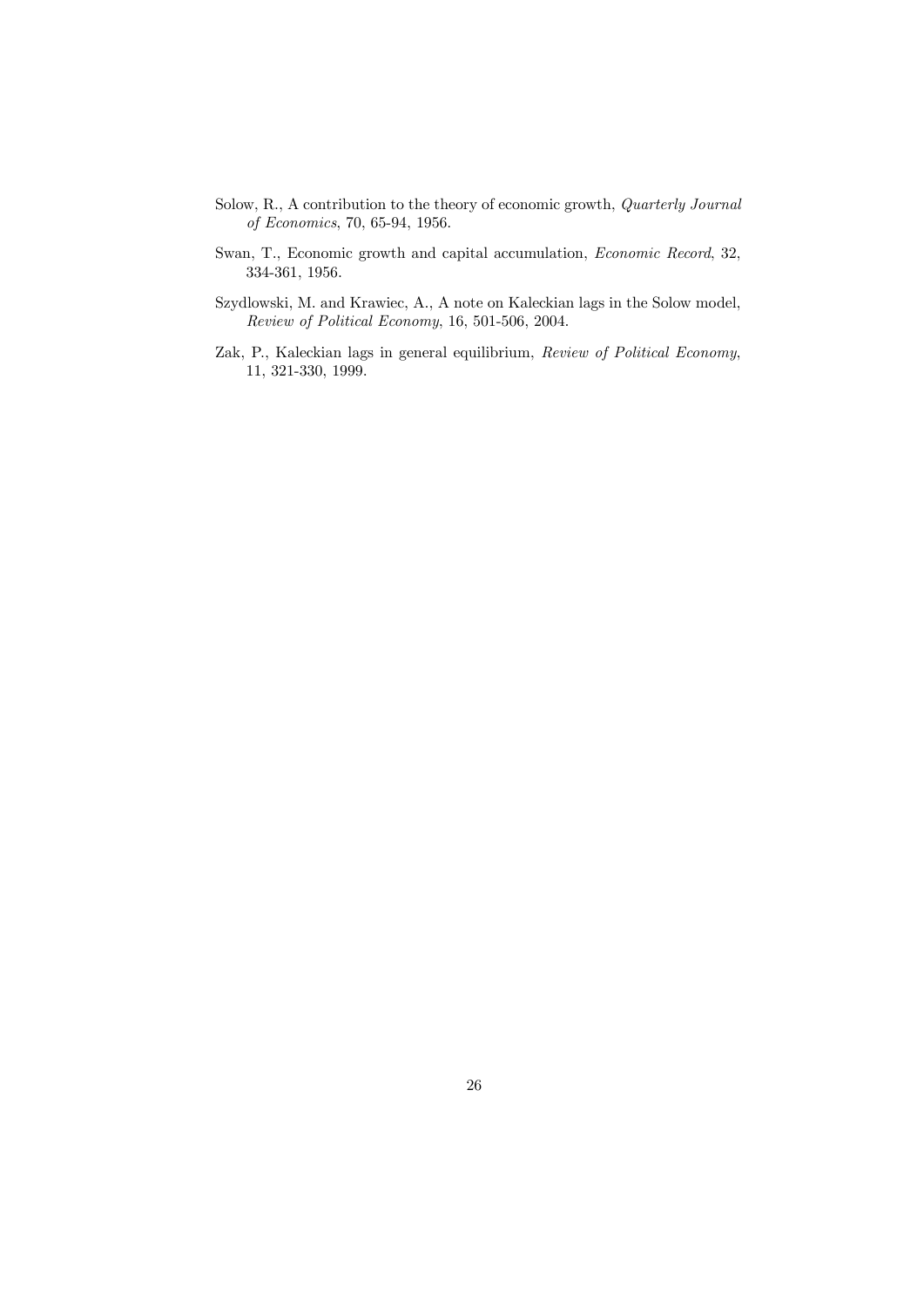Solow, R., A contribution to the theory of economic growth, *Quarterly Journal of Economics*, 70, 65-94, 1956.

Swan, T., Economic growth and capital accumulation, *Economic Record*, 32, 334-361, 1956.

Szydlowski, M. and Krawiec, A., A note on Kaleckian lags in the Solow model, *Review of Political Economy*, 16, 501-506, 2004.

Zak, P., Kaleckian lags in general equilibrium, *Review of Political Economy*, 11, 321-330, 1999.